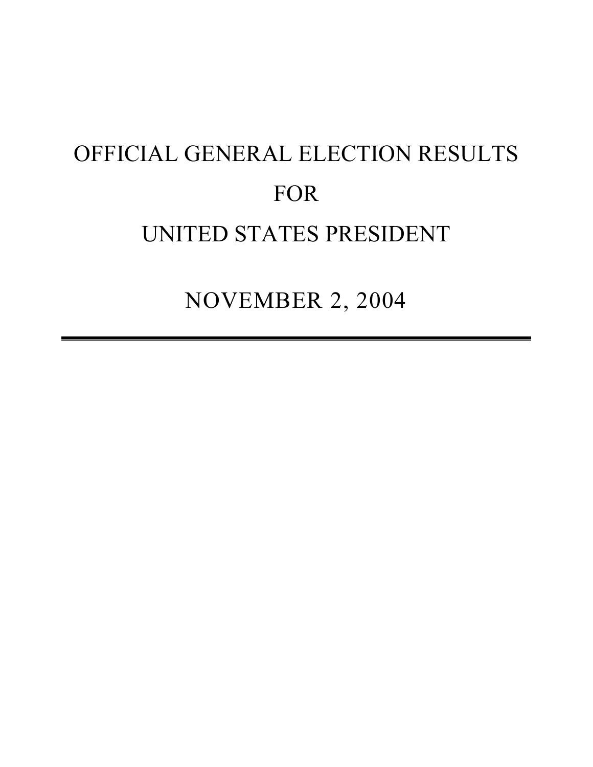# OFFICIAL GENERAL ELECTION RESULTS

# FOR

# UNITED STATES PRESIDENT

## NOVEMBER 2, 2004

---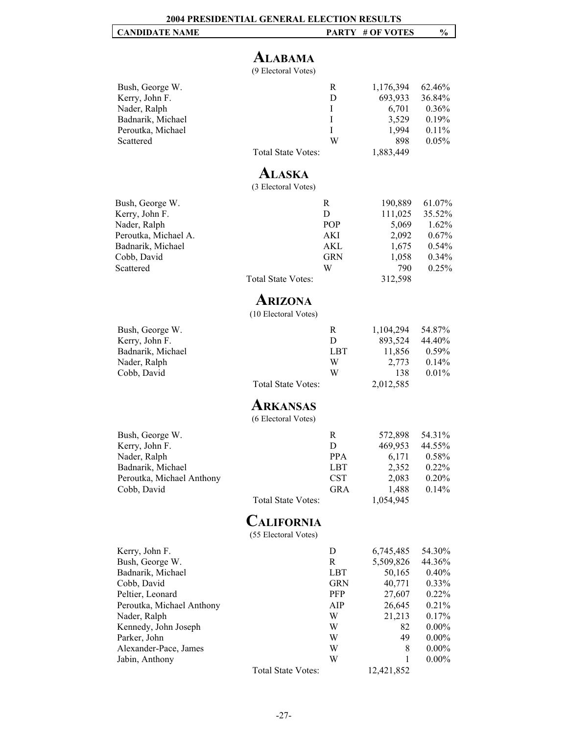# 2004 PRESIDENTIAL GENERAL ELECTION RESULTS

| CANDIDATE NAME | PARTY | # OF VOTES | % |
|---|---|---|---|

## ALABAMA

(9 Electoral Votes)

| CANDIDATE NAME | PARTY | # OF VOTES | % |
|---|---|---|---|
| Bush, George W. | R | 1,176,394 | 62.46% |
| Kerry, John F. | D | 693,933 | 36.84% |
| Nader, Ralph | I | 6,701 | 0.36% |
| Badnarik, Michael | I | 3,529 | 0.19% |
| Peroutka, Michael | I | 1,994 | 0.11% |
| Scattered | W | 898 | 0.05% |
| Total State Votes: | | 1,883,449 | |

## ALASKA

(3 Electoral Votes)

| CANDIDATE NAME | PARTY | # OF VOTES | % |
|---|---|---|---|
| Bush, George W. | R | 190,889 | 61.07% |
| Kerry, John F. | D | 111,025 | 35.52% |
| Nader, Ralph | POP | 5,069 | 1.62% |
| Peroutka, Michael A. | AKI | 2,092 | 0.67% |
| Badnarik, Michael | AKL | 1,675 | 0.54% |
| Cobb, David | GRN | 1,058 | 0.34% |
| Scattered | W | 790 | 0.25% |
| Total State Votes: | | 312,598 | |

## ARIZONA

(10 Electoral Votes)

| CANDIDATE NAME | PARTY | # OF VOTES | % |
|---|---|---|---|
| Bush, George W. | R | 1,104,294 | 54.87% |
| Kerry, John F. | D | 893,524 | 44.40% |
| Badnarik, Michael | LBT | 11,856 | 0.59% |
| Nader, Ralph | W | 2,773 | 0.14% |
| Cobb, David | W | 138 | 0.01% |
| Total State Votes: | | 2,012,585 | |

## ARKANSAS

(6 Electoral Votes)

| CANDIDATE NAME | PARTY | # OF VOTES | % |
|---|---|---|---|
| Bush, George W. | R | 572,898 | 54.31% |
| Kerry, John F. | D | 469,953 | 44.55% |
| Nader, Ralph | PPA | 6,171 | 0.58% |
| Badnarik, Michael | LBT | 2,352 | 0.22% |
| Peroutka, Michael Anthony | CST | 2,083 | 0.20% |
| Cobb, David | GRA | 1,488 | 0.14% |
| Total State Votes: | | 1,054,945 | |

## CALIFORNIA

(55 Electoral Votes)

| CANDIDATE NAME | PARTY | # OF VOTES | % |
|---|---|---|---|
| Kerry, John F. | D | 6,745,485 | 54.30% |
| Bush, George W. | R | 5,509,826 | 44.36% |
| Badnarik, Michael | LBT | 50,165 | 0.40% |
| Cobb, David | GRN | 40,771 | 0.33% |
| Peltier, Leonard | PFP | 27,607 | 0.22% |
| Peroutka, Michael Anthony | AIP | 26,645 | 0.21% |
| Nader, Ralph | W | 21,213 | 0.17% |
| Kennedy, John Joseph | W | 82 | 0.00% |
| Parker, John | W | 49 | 0.00% |
| Alexander-Pace, James | W | 8 | 0.00% |
| Jabin, Anthony | W | 1 | 0.00% |
| Total State Votes: | | 12,421,852 | |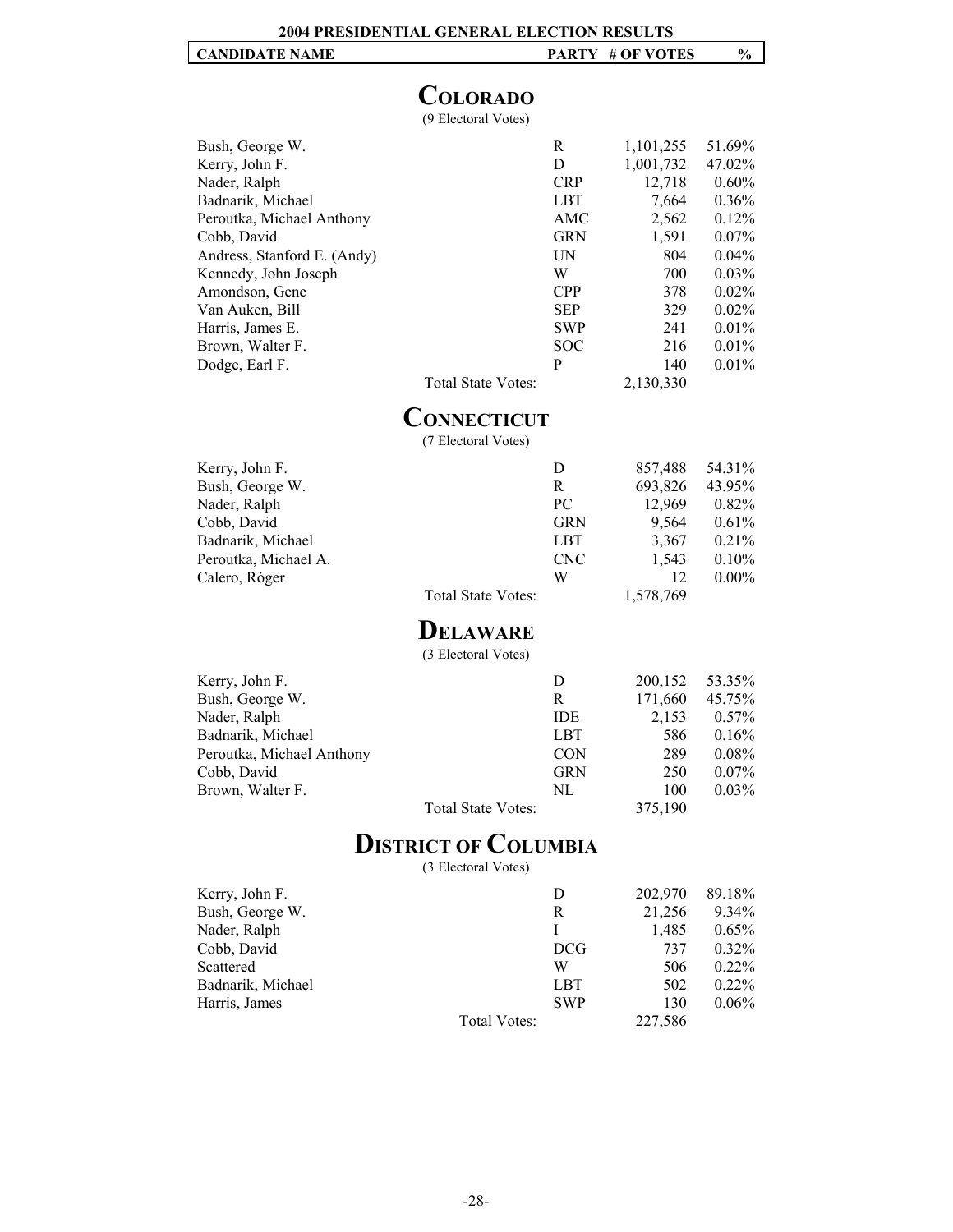# 2004 PRESIDENTIAL GENERAL ELECTION RESULTS

## COLORADO

(9 Electoral Votes)

| CANDIDATE NAME | PARTY | # OF VOTES | % |
|---|---|---|---|
| Bush, George W. | R | 1,101,255 | 51.69% |
| Kerry, John F. | D | 1,001,732 | 47.02% |
| Nader, Ralph | CRP | 12,718 | 0.60% |
| Badnarik, Michael | LBT | 7,664 | 0.36% |
| Peroutka, Michael Anthony | AMC | 2,562 | 0.12% |
| Cobb, David | GRN | 1,591 | 0.07% |
| Andress, Stanford E. (Andy) | UN | 804 | 0.04% |
| Kennedy, John Joseph | W | 700 | 0.03% |
| Amondson, Gene | CPP | 378 | 0.02% |
| Van Auken, Bill | SEP | 329 | 0.02% |
| Harris, James E. | SWP | 241 | 0.01% |
| Brown, Walter F. | SOC | 216 | 0.01% |
| Dodge, Earl F. | P | 140 | 0.01% |
| Total State Votes: | | 2,130,330 | |

## CONNECTICUT

(7 Electoral Votes)

| CANDIDATE NAME | PARTY | # OF VOTES | % |
|---|---|---|---|
| Kerry, John F. | D | 857,488 | 54.31% |
| Bush, George W. | R | 693,826 | 43.95% |
| Nader, Ralph | PC | 12,969 | 0.82% |
| Cobb, David | GRN | 9,564 | 0.61% |
| Badnarik, Michael | LBT | 3,367 | 0.21% |
| Peroutka, Michael A. | CNC | 1,543 | 0.10% |
| Calero, Róger | W | 12 | 0.00% |
| Total State Votes: | | 1,578,769 | |

## DELAWARE

(3 Electoral Votes)

| CANDIDATE NAME | PARTY | # OF VOTES | % |
|---|---|---|---|
| Kerry, John F. | D | 200,152 | 53.35% |
| Bush, George W. | R | 171,660 | 45.75% |
| Nader, Ralph | IDE | 2,153 | 0.57% |
| Badnarik, Michael | LBT | 586 | 0.16% |
| Peroutka, Michael Anthony | CON | 289 | 0.08% |
| Cobb, David | GRN | 250 | 0.07% |
| Brown, Walter F. | NL | 100 | 0.03% |
| Total State Votes: | | 375,190 | |

## DISTRICT OF COLUMBIA

(3 Electoral Votes)

| CANDIDATE NAME | PARTY | # OF VOTES | % |
|---|---|---|---|
| Kerry, John F. | D | 202,970 | 89.18% |
| Bush, George W. | R | 21,256 | 9.34% |
| Nader, Ralph | I | 1,485 | 0.65% |
| Cobb, David | DCG | 737 | 0.32% |
| Scattered | W | 506 | 0.22% |
| Badnarik, Michael | LBT | 502 | 0.22% |
| Harris, James | SWP | 130 | 0.06% |
| Total Votes: | | 227,586 | |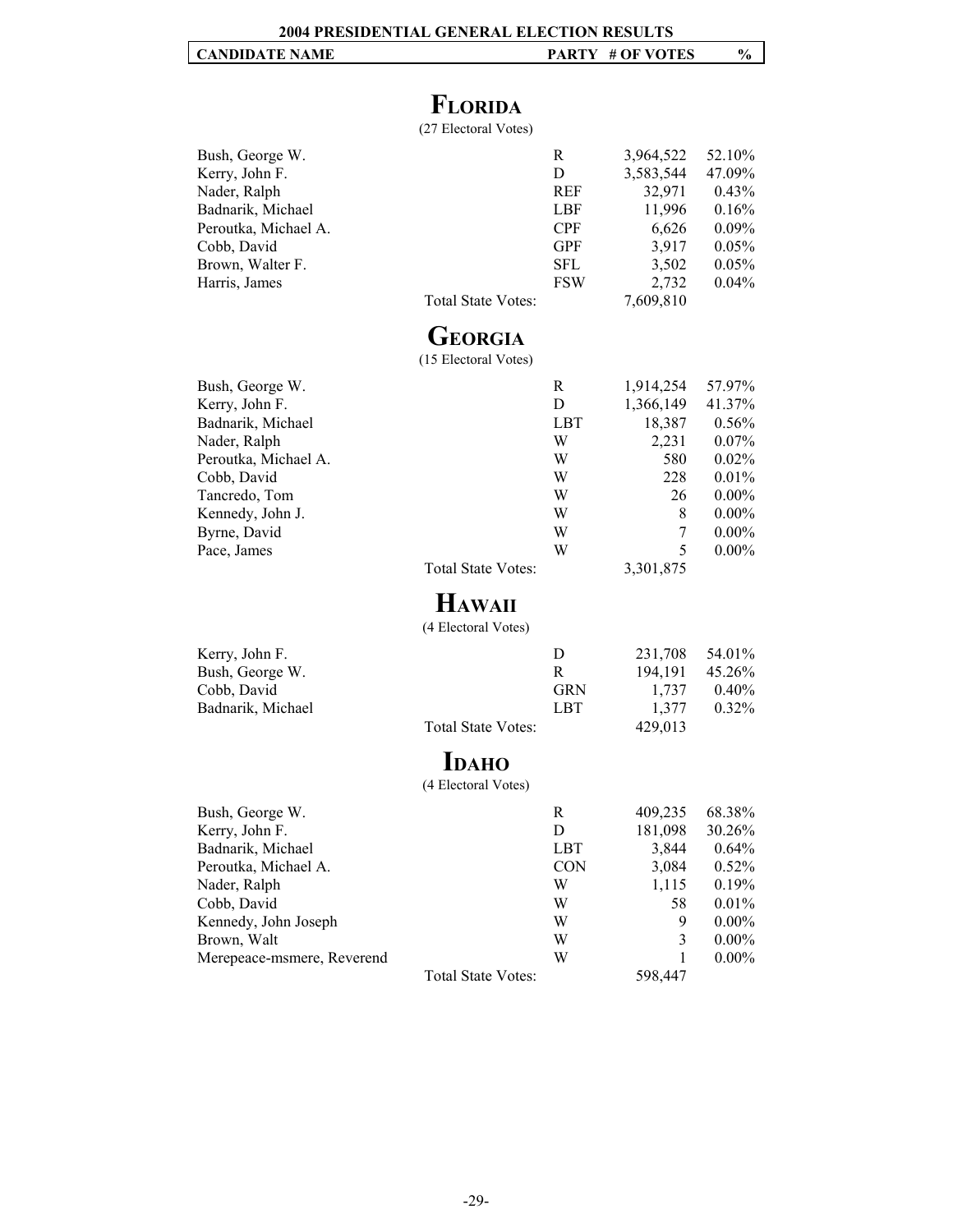## 2004 PRESIDENTIAL GENERAL ELECTION RESULTS

## FLORIDA

(27 Electoral Votes)

| CANDIDATE NAME | PARTY | # OF VOTES | % |
|---|---|---|---|
| Bush, George W. | R | 3,964,522 | 52.10% |
| Kerry, John F. | D | 3,583,544 | 47.09% |
| Nader, Ralph | REF | 32,971 | 0.43% |
| Badnarik, Michael | LBF | 11,996 | 0.16% |
| Peroutka, Michael A. | CPF | 6,626 | 0.09% |
| Cobb, David | GPF | 3,917 | 0.05% |
| Brown, Walter F. | SFL | 3,502 | 0.05% |
| Harris, James | FSW | 2,732 | 0.04% |
| Total State Votes: | | 7,609,810 | |

## GEORGIA

(15 Electoral Votes)

| CANDIDATE NAME | PARTY | # OF VOTES | % |
|---|---|---|---|
| Bush, George W. | R | 1,914,254 | 57.97% |
| Kerry, John F. | D | 1,366,149 | 41.37% |
| Badnarik, Michael | LBT | 18,387 | 0.56% |
| Nader, Ralph | W | 2,231 | 0.07% |
| Peroutka, Michael A. | W | 580 | 0.02% |
| Cobb, David | W | 228 | 0.01% |
| Tancredo, Tom | W | 26 | 0.00% |
| Kennedy, John J. | W | 8 | 0.00% |
| Byrne, David | W | 7 | 0.00% |
| Pace, James | W | 5 | 0.00% |
| Total State Votes: | | 3,301,875 | |

## HAWAII

(4 Electoral Votes)

| CANDIDATE NAME | PARTY | # OF VOTES | % |
|---|---|---|---|
| Kerry, John F. | D | 231,708 | 54.01% |
| Bush, George W. | R | 194,191 | 45.26% |
| Cobb, David | GRN | 1,737 | 0.40% |
| Badnarik, Michael | LBT | 1,377 | 0.32% |
| Total State Votes: | | 429,013 | |

## IDAHO

(4 Electoral Votes)

| CANDIDATE NAME | PARTY | # OF VOTES | % |
|---|---|---|---|
| Bush, George W. | R | 409,235 | 68.38% |
| Kerry, John F. | D | 181,098 | 30.26% |
| Badnarik, Michael | LBT | 3,844 | 0.64% |
| Peroutka, Michael A. | CON | 3,084 | 0.52% |
| Nader, Ralph | W | 1,115 | 0.19% |
| Cobb, David | W | 58 | 0.01% |
| Kennedy, John Joseph | W | 9 | 0.00% |
| Brown, Walt | W | 3 | 0.00% |
| Merepeace-msmere, Reverend | W | 1 | 0.00% |
| Total State Votes: | | 598,447 | |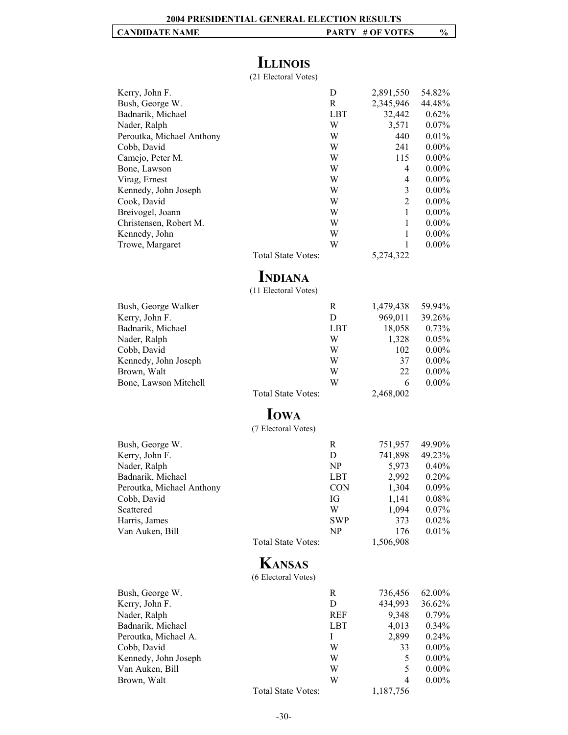**2004 PRESIDENTIAL GENERAL ELECTION RESULTS**

## ILLINOIS

(21 Electoral Votes)

| CANDIDATE NAME | PARTY | # OF VOTES | % |
|---|---|---|---|
| Kerry, John F. | D | 2,891,550 | 54.82% |
| Bush, George W. | R | 2,345,946 | 44.48% |
| Badnarik, Michael | LBT | 32,442 | 0.62% |
| Nader, Ralph | W | 3,571 | 0.07% |
| Peroutka, Michael Anthony | W | 440 | 0.01% |
| Cobb, David | W | 241 | 0.00% |
| Camejo, Peter M. | W | 115 | 0.00% |
| Bone, Lawson | W | 4 | 0.00% |
| Virag, Ernest | W | 4 | 0.00% |
| Kennedy, John Joseph | W | 3 | 0.00% |
| Cook, David | W | 2 | 0.00% |
| Breivogel, Joann | W | 1 | 0.00% |
| Christensen, Robert M. | W | 1 | 0.00% |
| Kennedy, John | W | 1 | 0.00% |
| Trowe, Margaret | W | 1 | 0.00% |
| Total State Votes: | | 5,274,322 | |

## INDIANA

(11 Electoral Votes)

| CANDIDATE NAME | PARTY | # OF VOTES | % |
|---|---|---|---|
| Bush, George Walker | R | 1,479,438 | 59.94% |
| Kerry, John F. | D | 969,011 | 39.26% |
| Badnarik, Michael | LBT | 18,058 | 0.73% |
| Nader, Ralph | W | 1,328 | 0.05% |
| Cobb, David | W | 102 | 0.00% |
| Kennedy, John Joseph | W | 37 | 0.00% |
| Brown, Walt | W | 22 | 0.00% |
| Bone, Lawson Mitchell | W | 6 | 0.00% |
| Total State Votes: | | 2,468,002 | |

## IOWA

(7 Electoral Votes)

| CANDIDATE NAME | PARTY | # OF VOTES | % |
|---|---|---|---|
| Bush, George W. | R | 751,957 | 49.90% |
| Kerry, John F. | D | 741,898 | 49.23% |
| Nader, Ralph | NP | 5,973 | 0.40% |
| Badnarik, Michael | LBT | 2,992 | 0.20% |
| Peroutka, Michael Anthony | CON | 1,304 | 0.09% |
| Cobb, David | IG | 1,141 | 0.08% |
| Scattered | W | 1,094 | 0.07% |
| Harris, James | SWP | 373 | 0.02% |
| Van Auken, Bill | NP | 176 | 0.01% |
| Total State Votes: | | 1,506,908 | |

## KANSAS

(6 Electoral Votes)

| CANDIDATE NAME | PARTY | # OF VOTES | % |
|---|---|---|---|
| Bush, George W. | R | 736,456 | 62.00% |
| Kerry, John F. | D | 434,993 | 36.62% |
| Nader, Ralph | REF | 9,348 | 0.79% |
| Badnarik, Michael | LBT | 4,013 | 0.34% |
| Peroutka, Michael A. | I | 2,899 | 0.24% |
| Cobb, David | W | 33 | 0.00% |
| Kennedy, John Joseph | W | 5 | 0.00% |
| Van Auken, Bill | W | 5 | 0.00% |
| Brown, Walt | W | 4 | 0.00% |
| Total State Votes: | | 1,187,756 | |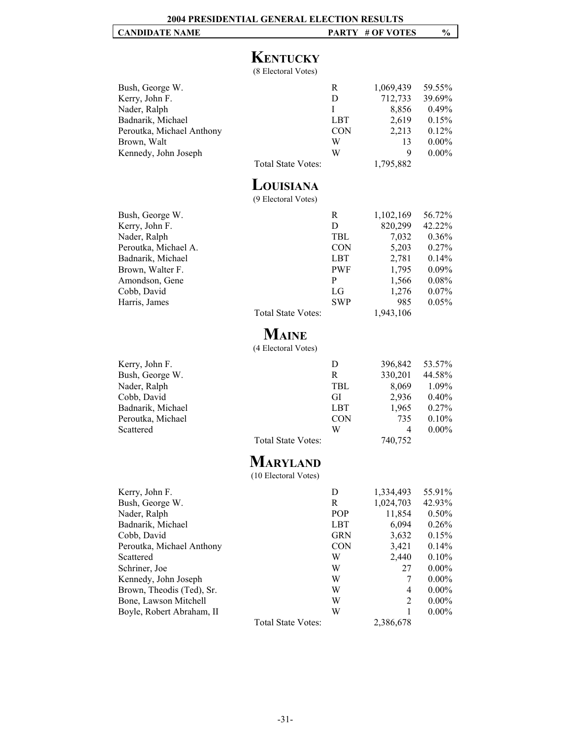# 2004 PRESIDENTIAL GENERAL ELECTION RESULTS

## KENTUCKY
(8 Electoral Votes)

| CANDIDATE NAME | PARTY | # OF VOTES | % |
|---|---|---|---|
| Bush, George W. | R | 1,069,439 | 59.55% |
| Kerry, John F. | D | 712,733 | 39.69% |
| Nader, Ralph | I | 8,856 | 0.49% |
| Badnarik, Michael | LBT | 2,619 | 0.15% |
| Peroutka, Michael Anthony | CON | 2,213 | 0.12% |
| Brown, Walt | W | 13 | 0.00% |
| Kennedy, John Joseph | W | 9 | 0.00% |
| Total State Votes: | | 1,795,882 | |

## LOUISIANA
(9 Electoral Votes)

| CANDIDATE NAME | PARTY | # OF VOTES | % |
|---|---|---|---|
| Bush, George W. | R | 1,102,169 | 56.72% |
| Kerry, John F. | D | 820,299 | 42.22% |
| Nader, Ralph | TBL | 7,032 | 0.36% |
| Peroutka, Michael A. | CON | 5,203 | 0.27% |
| Badnarik, Michael | LBT | 2,781 | 0.14% |
| Brown, Walter F. | PWF | 1,795 | 0.09% |
| Amondson, Gene | P | 1,566 | 0.08% |
| Cobb, David | LG | 1,276 | 0.07% |
| Harris, James | SWP | 985 | 0.05% |
| Total State Votes: | | 1,943,106 | |

## MAINE
(4 Electoral Votes)

| CANDIDATE NAME | PARTY | # OF VOTES | % |
|---|---|---|---|
| Kerry, John F. | D | 396,842 | 53.57% |
| Bush, George W. | R | 330,201 | 44.58% |
| Nader, Ralph | TBL | 8,069 | 1.09% |
| Cobb, David | GI | 2,936 | 0.40% |
| Badnarik, Michael | LBT | 1,965 | 0.27% |
| Peroutka, Michael | CON | 735 | 0.10% |
| Scattered | W | 4 | 0.00% |
| Total State Votes: | | 740,752 | |

## MARYLAND
(10 Electoral Votes)

| CANDIDATE NAME | PARTY | # OF VOTES | % |
|---|---|---|---|
| Kerry, John F. | D | 1,334,493 | 55.91% |
| Bush, George W. | R | 1,024,703 | 42.93% |
| Nader, Ralph | POP | 11,854 | 0.50% |
| Badnarik, Michael | LBT | 6,094 | 0.26% |
| Cobb, David | GRN | 3,632 | 0.15% |
| Peroutka, Michael Anthony | CON | 3,421 | 0.14% |
| Scattered | W | 2,440 | 0.10% |
| Schriner, Joe | W | 27 | 0.00% |
| Kennedy, John Joseph | W | 7 | 0.00% |
| Brown, Theodis (Ted), Sr. | W | 4 | 0.00% |
| Bone, Lawson Mitchell | W | 2 | 0.00% |
| Boyle, Robert Abraham, II | W | 1 | 0.00% |
| Total State Votes: | | 2,386,678 | |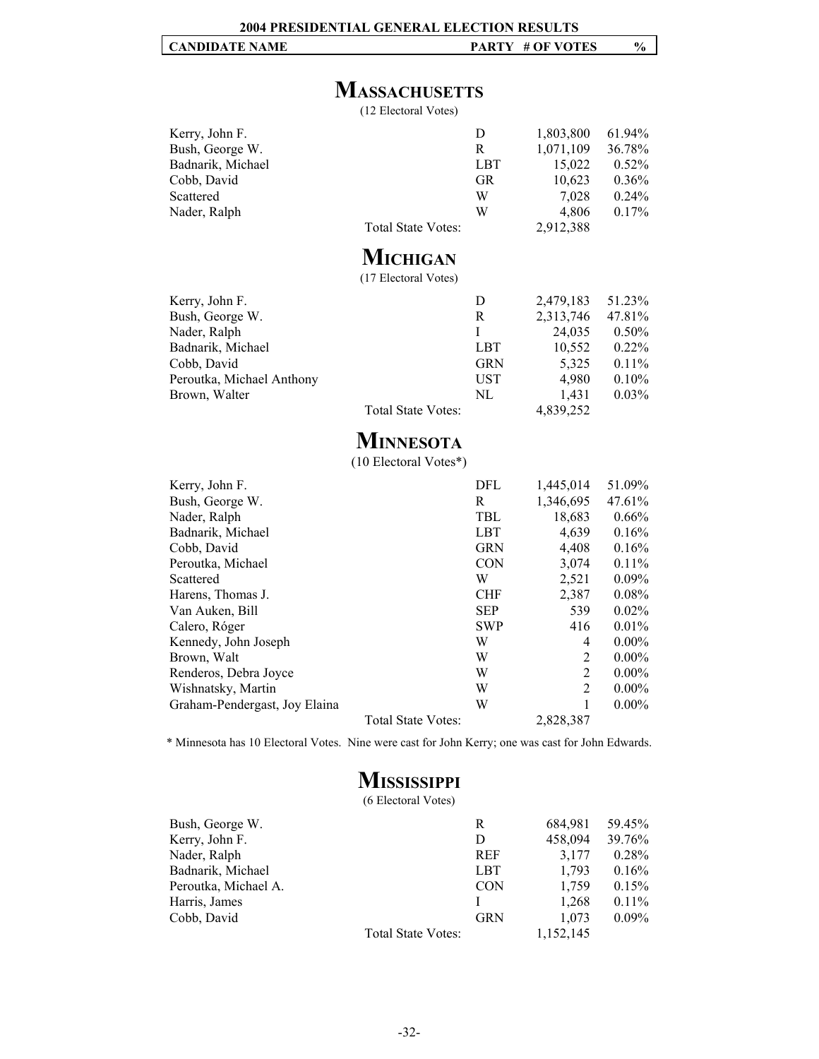**2004 PRESIDENTIAL GENERAL ELECTION RESULTS**

## MASSACHUSETTS

(12 Electoral Votes)

| CANDIDATE NAME | PARTY | # OF VOTES | % |
|---|---|---|---|
| Kerry, John F. | D | 1,803,800 | 61.94% |
| Bush, George W. | R | 1,071,109 | 36.78% |
| Badnarik, Michael | LBT | 15,022 | 0.52% |
| Cobb, David | GR | 10,623 | 0.36% |
| Scattered | W | 7,028 | 0.24% |
| Nader, Ralph | W | 4,806 | 0.17% |
| Total State Votes: | | 2,912,388 | |

## MICHIGAN

(17 Electoral Votes)

| CANDIDATE NAME | PARTY | # OF VOTES | % |
|---|---|---|---|
| Kerry, John F. | D | 2,479,183 | 51.23% |
| Bush, George W. | R | 2,313,746 | 47.81% |
| Nader, Ralph | I | 24,035 | 0.50% |
| Badnarik, Michael | LBT | 10,552 | 0.22% |
| Cobb, David | GRN | 5,325 | 0.11% |
| Peroutka, Michael Anthony | UST | 4,980 | 0.10% |
| Brown, Walter | NL | 1,431 | 0.03% |
| Total State Votes: | | 4,839,252 | |

## MINNESOTA

(10 Electoral Votes*)

| CANDIDATE NAME | PARTY | # OF VOTES | % |
|---|---|---|---|
| Kerry, John F. | DFL | 1,445,014 | 51.09% |
| Bush, George W. | R | 1,346,695 | 47.61% |
| Nader, Ralph | TBL | 18,683 | 0.66% |
| Badnarik, Michael | LBT | 4,639 | 0.16% |
| Cobb, David | GRN | 4,408 | 0.16% |
| Peroutka, Michael | CON | 3,074 | 0.11% |
| Scattered | W | 2,521 | 0.09% |
| Harens, Thomas J. | CHF | 2,387 | 0.08% |
| Van Auken, Bill | SEP | 539 | 0.02% |
| Calero, Róger | SWP | 416 | 0.01% |
| Kennedy, John Joseph | W | 4 | 0.00% |
| Brown, Walt | W | 2 | 0.00% |
| Renderos, Debra Joyce | W | 2 | 0.00% |
| Wishnatsky, Martin | W | 2 | 0.00% |
| Graham-Pendergast, Joy Elaina | W | 1 | 0.00% |
| Total State Votes: | | 2,828,387 | |

* Minnesota has 10 Electoral Votes. Nine were cast for John Kerry; one was cast for John Edwards.

## MISSISSIPPI

(6 Electoral Votes)

| CANDIDATE NAME | PARTY | # OF VOTES | % |
|---|---|---|---|
| Bush, George W. | R | 684,981 | 59.45% |
| Kerry, John F. | D | 458,094 | 39.76% |
| Nader, Ralph | REF | 3,177 | 0.28% |
| Badnarik, Michael | LBT | 1,793 | 0.16% |
| Peroutka, Michael A. | CON | 1,759 | 0.15% |
| Harris, James | I | 1,268 | 0.11% |
| Cobb, David | GRN | 1,073 | 0.09% |
| Total State Votes: | | 1,152,145 | |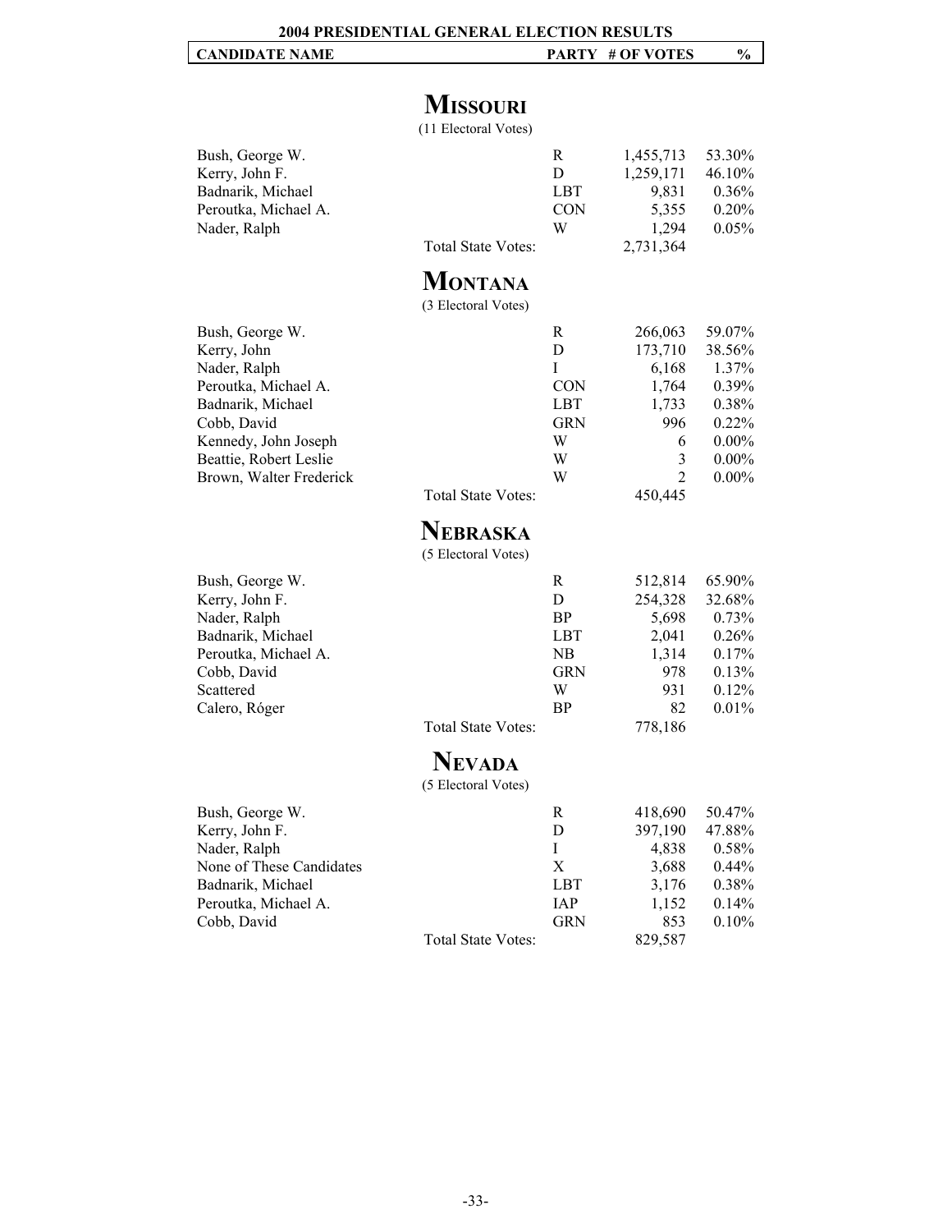**2004 PRESIDENTIAL GENERAL ELECTION RESULTS**

# Missouri

(11 Electoral Votes)

| CANDIDATE NAME | PARTY | # OF VOTES | % |
|---|---|---|---|
| Bush, George W. | R | 1,455,713 | 53.30% |
| Kerry, John F. | D | 1,259,171 | 46.10% |
| Badnarik, Michael | LBT | 9,831 | 0.36% |
| Peroutka, Michael A. | CON | 5,355 | 0.20% |
| Nader, Ralph | W | 1,294 | 0.05% |
| Total State Votes: | | 2,731,364 | |

# Montana

(3 Electoral Votes)

| CANDIDATE NAME | PARTY | # OF VOTES | % |
|---|---|---|---|
| Bush, George W. | R | 266,063 | 59.07% |
| Kerry, John | D | 173,710 | 38.56% |
| Nader, Ralph | I | 6,168 | 1.37% |
| Peroutka, Michael A. | CON | 1,764 | 0.39% |
| Badnarik, Michael | LBT | 1,733 | 0.38% |
| Cobb, David | GRN | 996 | 0.22% |
| Kennedy, John Joseph | W | 6 | 0.00% |
| Beattie, Robert Leslie | W | 3 | 0.00% |
| Brown, Walter Frederick | W | 2 | 0.00% |
| Total State Votes: | | 450,445 | |

# Nebraska

(5 Electoral Votes)

| CANDIDATE NAME | PARTY | # OF VOTES | % |
|---|---|---|---|
| Bush, George W. | R | 512,814 | 65.90% |
| Kerry, John F. | D | 254,328 | 32.68% |
| Nader, Ralph | BP | 5,698 | 0.73% |
| Badnarik, Michael | LBT | 2,041 | 0.26% |
| Peroutka, Michael A. | NB | 1,314 | 0.17% |
| Cobb, David | GRN | 978 | 0.13% |
| Scattered | W | 931 | 0.12% |
| Calero, Róger | BP | 82 | 0.01% |
| Total State Votes: | | 778,186 | |

# Nevada

(5 Electoral Votes)

| CANDIDATE NAME | PARTY | # OF VOTES | % |
|---|---|---|---|
| Bush, George W. | R | 418,690 | 50.47% |
| Kerry, John F. | D | 397,190 | 47.88% |
| Nader, Ralph | I | 4,838 | 0.58% |
| None of These Candidates | X | 3,688 | 0.44% |
| Badnarik, Michael | LBT | 3,176 | 0.38% |
| Peroutka, Michael A. | IAP | 1,152 | 0.14% |
| Cobb, David | GRN | 853 | 0.10% |
| Total State Votes: | | 829,587 | |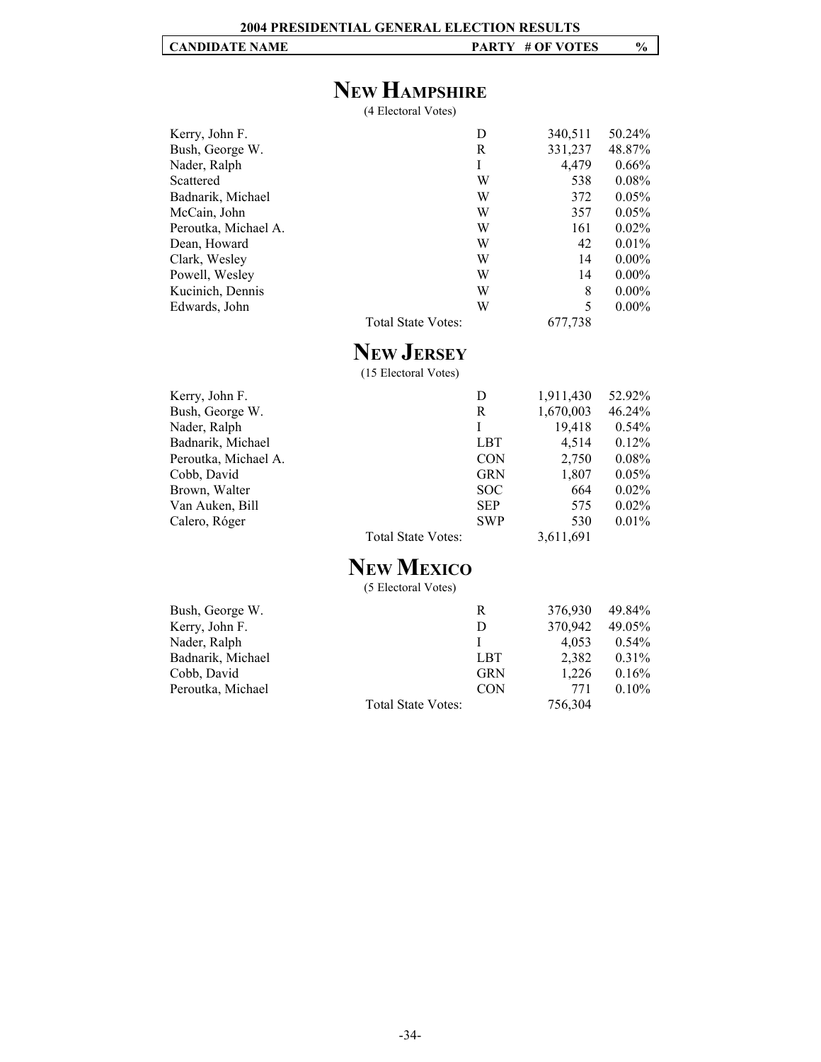## 2004 PRESIDENTIAL GENERAL ELECTION RESULTS

# NEW HAMPSHIRE

(4 Electoral Votes)

| CANDIDATE NAME | PARTY | # OF VOTES | % |
|---|---|---|---|
| Kerry, John F. | D | 340,511 | 50.24% |
| Bush, George W. | R | 331,237 | 48.87% |
| Nader, Ralph | I | 4,479 | 0.66% |
| Scattered | W | 538 | 0.08% |
| Badnarik, Michael | W | 372 | 0.05% |
| McCain, John | W | 357 | 0.05% |
| Peroutka, Michael A. | W | 161 | 0.02% |
| Dean, Howard | W | 42 | 0.01% |
| Clark, Wesley | W | 14 | 0.00% |
| Powell, Wesley | W | 14 | 0.00% |
| Kucinich, Dennis | W | 8 | 0.00% |
| Edwards, John | W | 5 | 0.00% |
| Total State Votes: | | 677,738 | |

# NEW JERSEY

(15 Electoral Votes)

| CANDIDATE NAME | PARTY | # OF VOTES | % |
|---|---|---|---|
| Kerry, John F. | D | 1,911,430 | 52.92% |
| Bush, George W. | R | 1,670,003 | 46.24% |
| Nader, Ralph | I | 19,418 | 0.54% |
| Badnarik, Michael | LBT | 4,514 | 0.12% |
| Peroutka, Michael A. | CON | 2,750 | 0.08% |
| Cobb, David | GRN | 1,807 | 0.05% |
| Brown, Walter | SOC | 664 | 0.02% |
| Van Auken, Bill | SEP | 575 | 0.02% |
| Calero, Róger | SWP | 530 | 0.01% |
| Total State Votes: | | 3,611,691 | |

# NEW MEXICO

(5 Electoral Votes)

| CANDIDATE NAME | PARTY | # OF VOTES | % |
|---|---|---|---|
| Bush, George W. | R | 376,930 | 49.84% |
| Kerry, John F. | D | 370,942 | 49.05% |
| Nader, Ralph | I | 4,053 | 0.54% |
| Badnarik, Michael | LBT | 2,382 | 0.31% |
| Cobb, David | GRN | 1,226 | 0.16% |
| Peroutka, Michael | CON | 771 | 0.10% |
| Total State Votes: | | 756,304 | |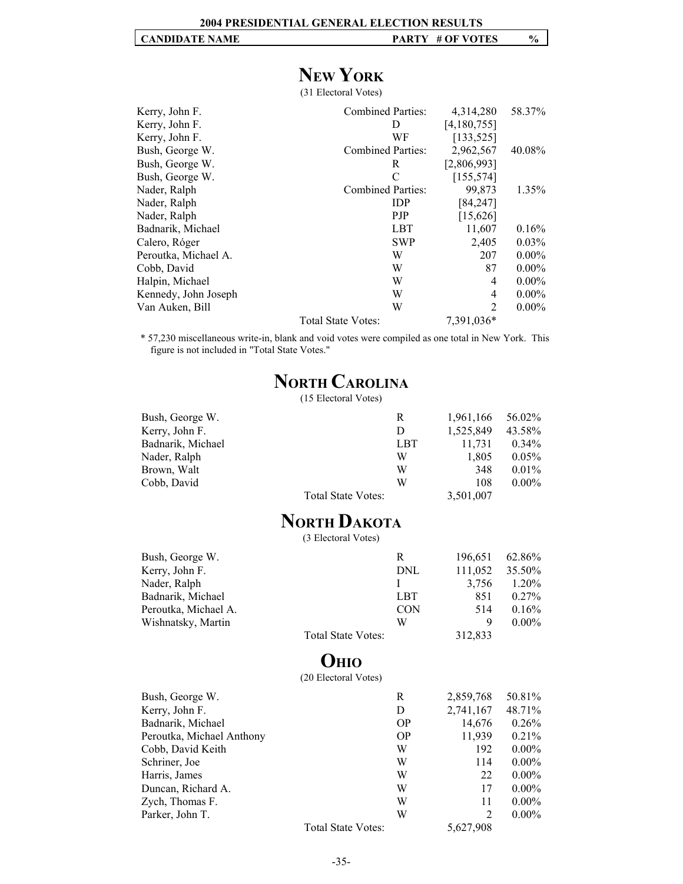**2004 PRESIDENTIAL GENERAL ELECTION RESULTS**

## NEW YORK

(31 Electoral Votes)

| CANDIDATE NAME | PARTY | # OF VOTES | % |
|---|---|---|---|
| Kerry, John F. | Combined Parties: | 4,314,280 | 58.37% |
| Kerry, John F. | D | [4,180,755] | |
| Kerry, John F. | WF | [133,525] | |
| Bush, George W. | Combined Parties: | 2,962,567 | 40.08% |
| Bush, George W. | R | [2,806,993] | |
| Bush, George W. | C | [155,574] | |
| Nader, Ralph | Combined Parties: | 99,873 | 1.35% |
| Nader, Ralph | IDP | [84,247] | |
| Nader, Ralph | PJP | [15,626] | |
| Badnarik, Michael | LBT | 11,607 | 0.16% |
| Calero, Róger | SWP | 2,405 | 0.03% |
| Peroutka, Michael A. | W | 207 | 0.00% |
| Cobb, David | W | 87 | 0.00% |
| Halpin, Michael | W | 4 | 0.00% |
| Kennedy, John Joseph | W | 4 | 0.00% |
| Van Auken, Bill | W | 2 | 0.00% |
| Total State Votes: | | 7,391,036* | |

\* 57,230 miscellaneous write-in, blank and void votes were compiled as one total in New York. This figure is not included in "Total State Votes."

## NORTH CAROLINA

(15 Electoral Votes)

| CANDIDATE NAME | PARTY | # OF VOTES | % |
|---|---|---|---|
| Bush, George W. | R | 1,961,166 | 56.02% |
| Kerry, John F. | D | 1,525,849 | 43.58% |
| Badnarik, Michael | LBT | 11,731 | 0.34% |
| Nader, Ralph | W | 1,805 | 0.05% |
| Brown, Walt | W | 348 | 0.01% |
| Cobb, David | W | 108 | 0.00% |
| Total State Votes: | | 3,501,007 | |

## NORTH DAKOTA

(3 Electoral Votes)

| CANDIDATE NAME | PARTY | # OF VOTES | % |
|---|---|---|---|
| Bush, George W. | R | 196,651 | 62.86% |
| Kerry, John F. | DNL | 111,052 | 35.50% |
| Nader, Ralph | I | 3,756 | 1.20% |
| Badnarik, Michael | LBT | 851 | 0.27% |
| Peroutka, Michael A. | CON | 514 | 0.16% |
| Wishnatsky, Martin | W | 9 | 0.00% |
| Total State Votes: | | 312,833 | |

## OHIO

(20 Electoral Votes)

| CANDIDATE NAME | PARTY | # OF VOTES | % |
|---|---|---|---|
| Bush, George W. | R | 2,859,768 | 50.81% |
| Kerry, John F. | D | 2,741,167 | 48.71% |
| Badnarik, Michael | OP | 14,676 | 0.26% |
| Peroutka, Michael Anthony | OP | 11,939 | 0.21% |
| Cobb, David Keith | W | 192 | 0.00% |
| Schriner, Joe | W | 114 | 0.00% |
| Harris, James | W | 22 | 0.00% |
| Duncan, Richard A. | W | 17 | 0.00% |
| Zych, Thomas F. | W | 11 | 0.00% |
| Parker, John T. | W | 2 | 0.00% |
| Total State Votes: | | 5,627,908 | |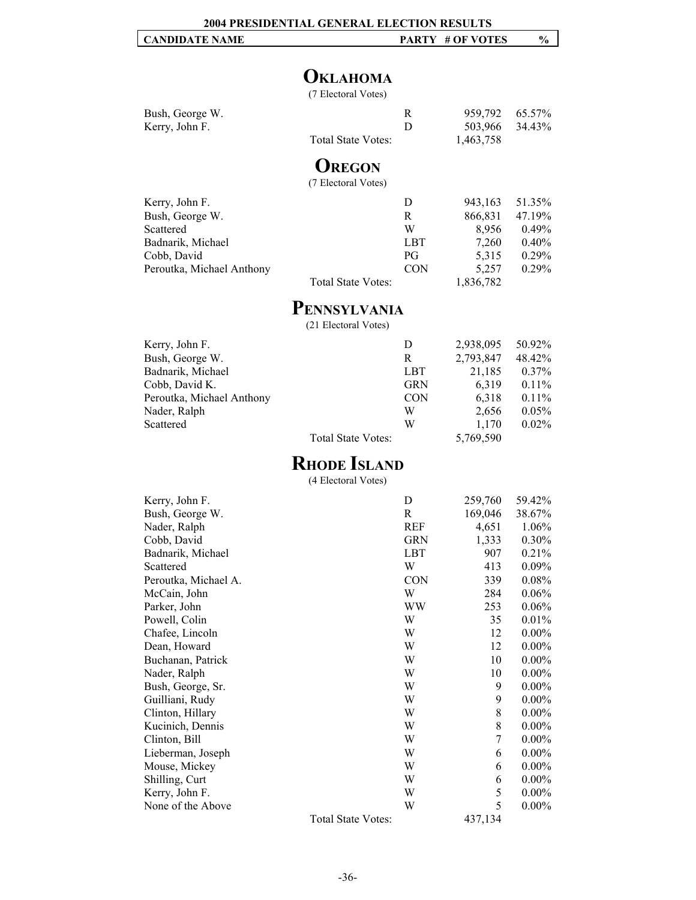# 2004 PRESIDENTIAL GENERAL ELECTION RESULTS

## Oklahoma

(7 Electoral Votes)

| CANDIDATE NAME | PARTY | # OF VOTES | % |
|---|---|---|---|
| Bush, George W. | R | 959,792 | 65.57% |
| Kerry, John F. | D | 503,966 | 34.43% |
| Total State Votes: | | 1,463,758 | |

## Oregon

(7 Electoral Votes)

| CANDIDATE NAME | PARTY | # OF VOTES | % |
|---|---|---|---|
| Kerry, John F. | D | 943,163 | 51.35% |
| Bush, George W. | R | 866,831 | 47.19% |
| Scattered | W | 8,956 | 0.49% |
| Badnarik, Michael | LBT | 7,260 | 0.40% |
| Cobb, David | PG | 5,315 | 0.29% |
| Peroutka, Michael Anthony | CON | 5,257 | 0.29% |
| Total State Votes: | | 1,836,782 | |

## Pennsylvania

(21 Electoral Votes)

| CANDIDATE NAME | PARTY | # OF VOTES | % |
|---|---|---|---|
| Kerry, John F. | D | 2,938,095 | 50.92% |
| Bush, George W. | R | 2,793,847 | 48.42% |
| Badnarik, Michael | LBT | 21,185 | 0.37% |
| Cobb, David K. | GRN | 6,319 | 0.11% |
| Peroutka, Michael Anthony | CON | 6,318 | 0.11% |
| Nader, Ralph | W | 2,656 | 0.05% |
| Scattered | W | 1,170 | 0.02% |
| Total State Votes: | | 5,769,590 | |

## Rhode Island

(4 Electoral Votes)

| CANDIDATE NAME | PARTY | # OF VOTES | % |
|---|---|---|---|
| Kerry, John F. | D | 259,760 | 59.42% |
| Bush, George W. | R | 169,046 | 38.67% |
| Nader, Ralph | REF | 4,651 | 1.06% |
| Cobb, David | GRN | 1,333 | 0.30% |
| Badnarik, Michael | LBT | 907 | 0.21% |
| Scattered | W | 413 | 0.09% |
| Peroutka, Michael A. | CON | 339 | 0.08% |
| McCain, John | W | 284 | 0.06% |
| Parker, John | WW | 253 | 0.06% |
| Powell, Colin | W | 35 | 0.01% |
| Chafee, Lincoln | W | 12 | 0.00% |
| Dean, Howard | W | 12 | 0.00% |
| Buchanan, Patrick | W | 10 | 0.00% |
| Nader, Ralph | W | 10 | 0.00% |
| Bush, George, Sr. | W | 9 | 0.00% |
| Guilliani, Rudy | W | 9 | 0.00% |
| Clinton, Hillary | W | 8 | 0.00% |
| Kucinich, Dennis | W | 8 | 0.00% |
| Clinton, Bill | W | 7 | 0.00% |
| Lieberman, Joseph | W | 6 | 0.00% |
| Mouse, Mickey | W | 6 | 0.00% |
| Shilling, Curt | W | 6 | 0.00% |
| Kerry, John F. | W | 5 | 0.00% |
| None of the Above | W | 5 | 0.00% |
| Total State Votes: | | 437,134 | |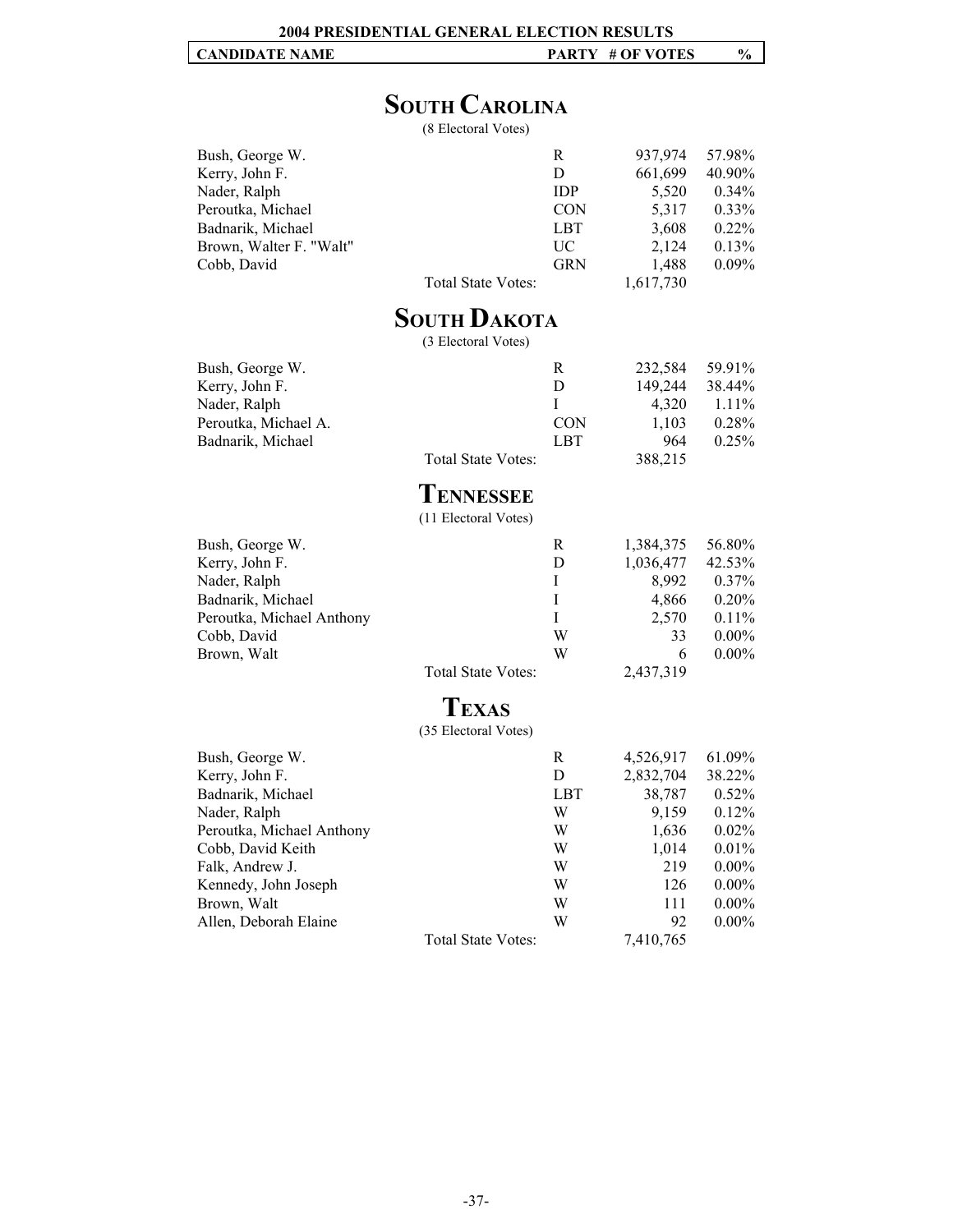# 2004 PRESIDENTIAL GENERAL ELECTION RESULTS

## South Carolina

(8 Electoral Votes)

| CANDIDATE NAME | PARTY | # OF VOTES | % |
|---|---|---|---|
| Bush, George W. | R | 937,974 | 57.98% |
| Kerry, John F. | D | 661,699 | 40.90% |
| Nader, Ralph | IDP | 5,520 | 0.34% |
| Peroutka, Michael | CON | 5,317 | 0.33% |
| Badnarik, Michael | LBT | 3,608 | 0.22% |
| Brown, Walter F. "Walt" | UC | 2,124 | 0.13% |
| Cobb, David | GRN | 1,488 | 0.09% |
| Total State Votes: | | 1,617,730 | |

## South Dakota

(3 Electoral Votes)

| CANDIDATE NAME | PARTY | # OF VOTES | % |
|---|---|---|---|
| Bush, George W. | R | 232,584 | 59.91% |
| Kerry, John F. | D | 149,244 | 38.44% |
| Nader, Ralph | I | 4,320 | 1.11% |
| Peroutka, Michael A. | CON | 1,103 | 0.28% |
| Badnarik, Michael | LBT | 964 | 0.25% |
| Total State Votes: | | 388,215 | |

## Tennessee

(11 Electoral Votes)

| CANDIDATE NAME | PARTY | # OF VOTES | % |
|---|---|---|---|
| Bush, George W. | R | 1,384,375 | 56.80% |
| Kerry, John F. | D | 1,036,477 | 42.53% |
| Nader, Ralph | I | 8,992 | 0.37% |
| Badnarik, Michael | I | 4,866 | 0.20% |
| Peroutka, Michael Anthony | I | 2,570 | 0.11% |
| Cobb, David | W | 33 | 0.00% |
| Brown, Walt | W | 6 | 0.00% |
| Total State Votes: | | 2,437,319 | |

## Texas

(35 Electoral Votes)

| CANDIDATE NAME | PARTY | # OF VOTES | % |
|---|---|---|---|
| Bush, George W. | R | 4,526,917 | 61.09% |
| Kerry, John F. | D | 2,832,704 | 38.22% |
| Badnarik, Michael | LBT | 38,787 | 0.52% |
| Nader, Ralph | W | 9,159 | 0.12% |
| Peroutka, Michael Anthony | W | 1,636 | 0.02% |
| Cobb, David Keith | W | 1,014 | 0.01% |
| Falk, Andrew J. | W | 219 | 0.00% |
| Kennedy, John Joseph | W | 126 | 0.00% |
| Brown, Walt | W | 111 | 0.00% |
| Allen, Deborah Elaine | W | 92 | 0.00% |
| Total State Votes: | | 7,410,765 | |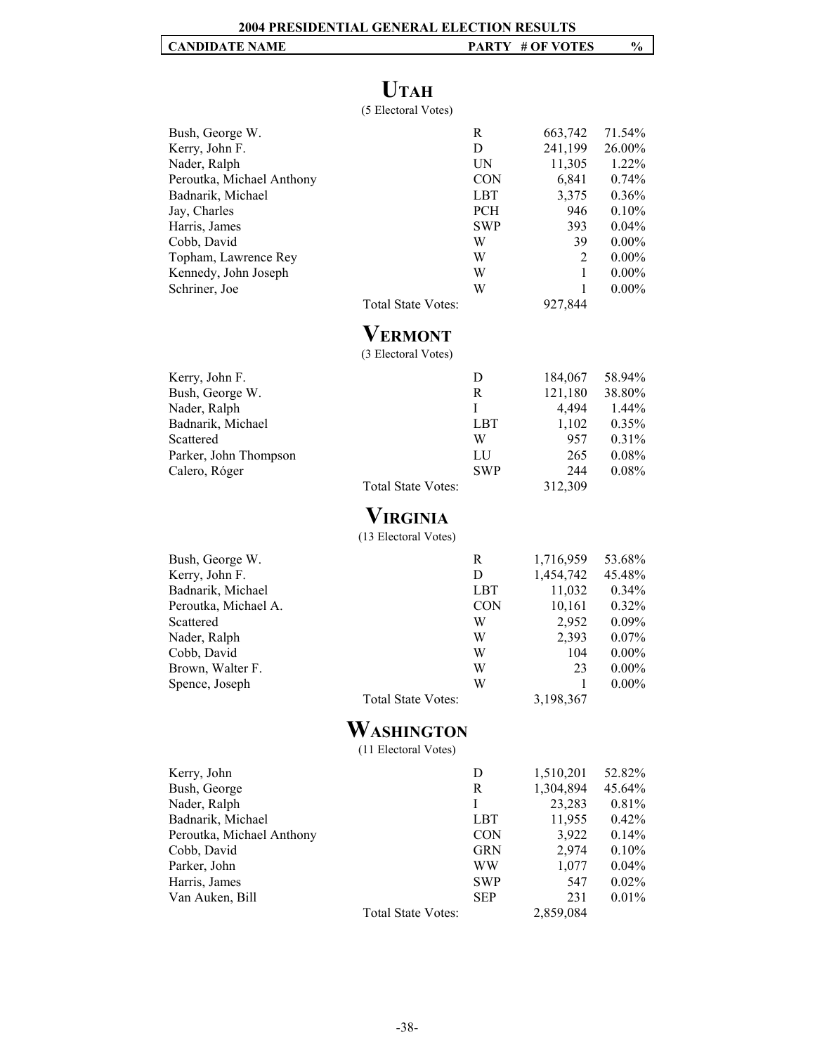## 2004 PRESIDENTIAL GENERAL ELECTION RESULTS

| CANDIDATE NAME | | PARTY | # OF VOTES | % |
|---|---|---|---|---|

## UTAH

(5 Electoral Votes)

| CANDIDATE NAME | | PARTY | # OF VOTES | % |
|---|---|---|---|---|
| Bush, George W. | | R | 663,742 | 71.54% |
| Kerry, John F. | | D | 241,199 | 26.00% |
| Nader, Ralph | | UN | 11,305 | 1.22% |
| Peroutka, Michael Anthony | | CON | 6,841 | 0.74% |
| Badnarik, Michael | | LBT | 3,375 | 0.36% |
| Jay, Charles | | PCH | 946 | 0.10% |
| Harris, James | | SWP | 393 | 0.04% |
| Cobb, David | | W | 39 | 0.00% |
| Topham, Lawrence Rey | | W | 2 | 0.00% |
| Kennedy, John Joseph | | W | 1 | 0.00% |
| Schriner, Joe | | W | 1 | 0.00% |
| | Total State Votes: | | 927,844 | |

## VERMONT

(3 Electoral Votes)

| CANDIDATE NAME | | PARTY | # OF VOTES | % |
|---|---|---|---|---|
| Kerry, John F. | | D | 184,067 | 58.94% |
| Bush, George W. | | R | 121,180 | 38.80% |
| Nader, Ralph | | I | 4,494 | 1.44% |
| Badnarik, Michael | | LBT | 1,102 | 0.35% |
| Scattered | | W | 957 | 0.31% |
| Parker, John Thompson | | LU | 265 | 0.08% |
| Calero, Róger | | SWP | 244 | 0.08% |
| | Total State Votes: | | 312,309 | |

## VIRGINIA

(13 Electoral Votes)

| CANDIDATE NAME | | PARTY | # OF VOTES | % |
|---|---|---|---|---|
| Bush, George W. | | R | 1,716,959 | 53.68% |
| Kerry, John F. | | D | 1,454,742 | 45.48% |
| Badnarik, Michael | | LBT | 11,032 | 0.34% |
| Peroutka, Michael A. | | CON | 10,161 | 0.32% |
| Scattered | | W | 2,952 | 0.09% |
| Nader, Ralph | | W | 2,393 | 0.07% |
| Cobb, David | | W | 104 | 0.00% |
| Brown, Walter F. | | W | 23 | 0.00% |
| Spence, Joseph | | W | 1 | 0.00% |
| | Total State Votes: | | 3,198,367 | |

## WASHINGTON

(11 Electoral Votes)

| CANDIDATE NAME | | PARTY | # OF VOTES | % |
|---|---|---|---|---|
| Kerry, John | | D | 1,510,201 | 52.82% |
| Bush, George | | R | 1,304,894 | 45.64% |
| Nader, Ralph | | I | 23,283 | 0.81% |
| Badnarik, Michael | | LBT | 11,955 | 0.42% |
| Peroutka, Michael Anthony | | CON | 3,922 | 0.14% |
| Cobb, David | | GRN | 2,974 | 0.10% |
| Parker, John | | WW | 1,077 | 0.04% |
| Harris, James | | SWP | 547 | 0.02% |
| Van Auken, Bill | | SEP | 231 | 0.01% |
| | Total State Votes: | | 2,859,084 | |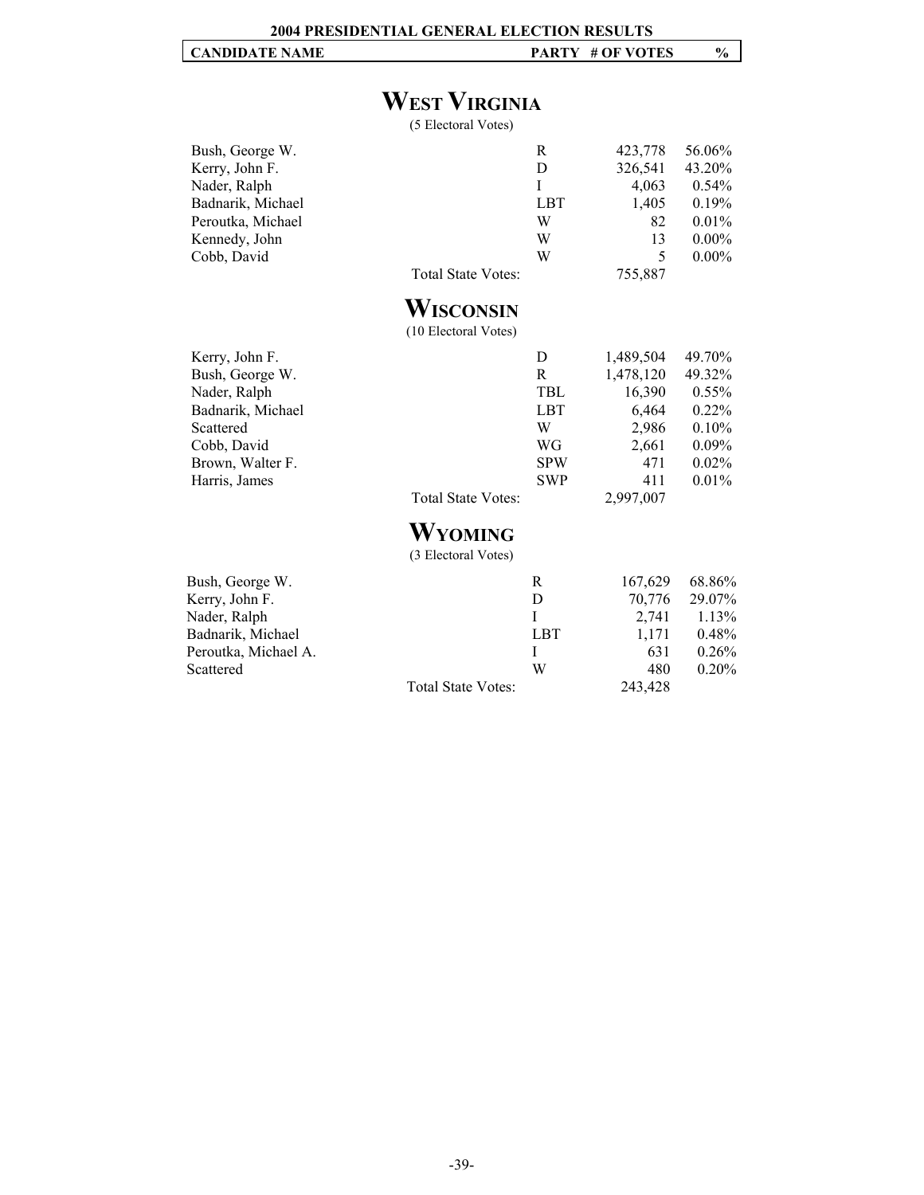# 2004 PRESIDENTIAL GENERAL ELECTION RESULTS

## WEST VIRGINIA

(5 Electoral Votes)

| CANDIDATE NAME | PARTY | # OF VOTES | % |
|---|---|---|---|
| Bush, George W. | R | 423,778 | 56.06% |
| Kerry, John F. | D | 326,541 | 43.20% |
| Nader, Ralph | I | 4,063 | 0.54% |
| Badnarik, Michael | LBT | 1,405 | 0.19% |
| Peroutka, Michael | W | 82 | 0.01% |
| Kennedy, John | W | 13 | 0.00% |
| Cobb, David | W | 5 | 0.00% |
| Total State Votes: | | 755,887 | |

## WISCONSIN

(10 Electoral Votes)

| CANDIDATE NAME | PARTY | # OF VOTES | % |
|---|---|---|---|
| Kerry, John F. | D | 1,489,504 | 49.70% |
| Bush, George W. | R | 1,478,120 | 49.32% |
| Nader, Ralph | TBL | 16,390 | 0.55% |
| Badnarik, Michael | LBT | 6,464 | 0.22% |
| Scattered | W | 2,986 | 0.10% |
| Cobb, David | WG | 2,661 | 0.09% |
| Brown, Walter F. | SPW | 471 | 0.02% |
| Harris, James | SWP | 411 | 0.01% |
| Total State Votes: | | 2,997,007 | |

## WYOMING

(3 Electoral Votes)

| CANDIDATE NAME | PARTY | # OF VOTES | % |
|---|---|---|---|
| Bush, George W. | R | 167,629 | 68.86% |
| Kerry, John F. | D | 70,776 | 29.07% |
| Nader, Ralph | I | 2,741 | 1.13% |
| Badnarik, Michael | LBT | 1,171 | 0.48% |
| Peroutka, Michael A. | I | 631 | 0.26% |
| Scattered | W | 480 | 0.20% |
| Total State Votes: | | 243,428 | |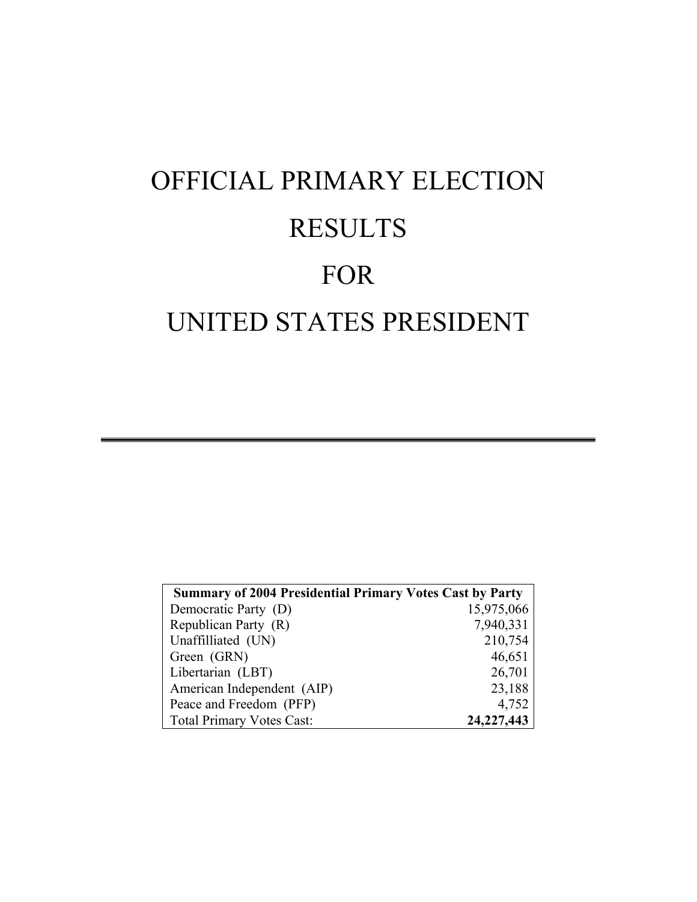# OFFICIAL PRIMARY ELECTION RESULTS FOR UNITED STATES PRESIDENT

---

| **Summary of 2004 Presidential Primary Votes Cast by Party** | |
|---|---|
| Democratic Party (D) | 15,975,066 |
| Republican Party (R) | 7,940,331 |
| Unaffilliated (UN) | 210,754 |
| Green (GRN) | 46,651 |
| Libertarian (LBT) | 26,701 |
| American Independent (AIP) | 23,188 |
| Peace and Freedom (PFP) | 4,752 |
| Total Primary Votes Cast: | **24,227,443** |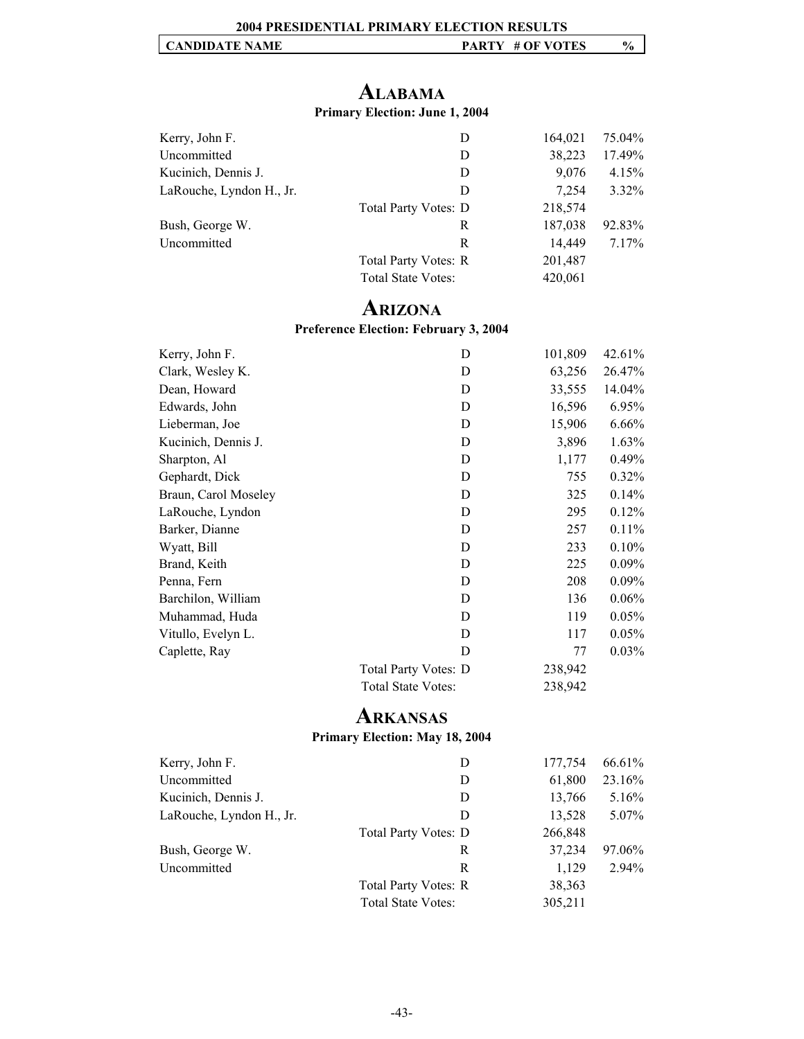**2004 PRESIDENTIAL PRIMARY ELECTION RESULTS**

| CANDIDATE NAME | PARTY | # OF VOTES | % |
|---|---|---|---|

## ALABAMA

**Primary Election: June 1, 2004**

| CANDIDATE NAME | PARTY | # OF VOTES | % |
|---|---|---|---|
| Kerry, John F. | D | 164,021 | 75.04% |
| Uncommitted | D | 38,223 | 17.49% |
| Kucinich, Dennis J. | D | 9,076 | 4.15% |
| LaRouche, Lyndon H., Jr. | D | 7,254 | 3.32% |
| Total Party Votes: | D | 218,574 | |
| Bush, George W. | R | 187,038 | 92.83% |
| Uncommitted | R | 14,449 | 7.17% |
| Total Party Votes: | R | 201,487 | |
| Total State Votes: | | 420,061 | |

## ARIZONA

**Preference Election: February 3, 2004**

| CANDIDATE NAME | PARTY | # OF VOTES | % |
|---|---|---|---|
| Kerry, John F. | D | 101,809 | 42.61% |
| Clark, Wesley K. | D | 63,256 | 26.47% |
| Dean, Howard | D | 33,555 | 14.04% |
| Edwards, John | D | 16,596 | 6.95% |
| Lieberman, Joe | D | 15,906 | 6.66% |
| Kucinich, Dennis J. | D | 3,896 | 1.63% |
| Sharpton, Al | D | 1,177 | 0.49% |
| Gephardt, Dick | D | 755 | 0.32% |
| Braun, Carol Moseley | D | 325 | 0.14% |
| LaRouche, Lyndon | D | 295 | 0.12% |
| Barker, Dianne | D | 257 | 0.11% |
| Wyatt, Bill | D | 233 | 0.10% |
| Brand, Keith | D | 225 | 0.09% |
| Penna, Fern | D | 208 | 0.09% |
| Barchilon, William | D | 136 | 0.06% |
| Muhammad, Huda | D | 119 | 0.05% |
| Vitullo, Evelyn L. | D | 117 | 0.05% |
| Caplette, Ray | D | 77 | 0.03% |
| Total Party Votes: | D | 238,942 | |
| Total State Votes: | | 238,942 | |

## ARKANSAS

**Primary Election: May 18, 2004**

| CANDIDATE NAME | PARTY | # OF VOTES | % |
|---|---|---|---|
| Kerry, John F. | D | 177,754 | 66.61% |
| Uncommitted | D | 61,800 | 23.16% |
| Kucinich, Dennis J. | D | 13,766 | 5.16% |
| LaRouche, Lyndon H., Jr. | D | 13,528 | 5.07% |
| Total Party Votes: | D | 266,848 | |
| Bush, George W. | R | 37,234 | 97.06% |
| Uncommitted | R | 1,129 | 2.94% |
| Total Party Votes: | R | 38,363 | |
| Total State Votes: | | 305,211 | |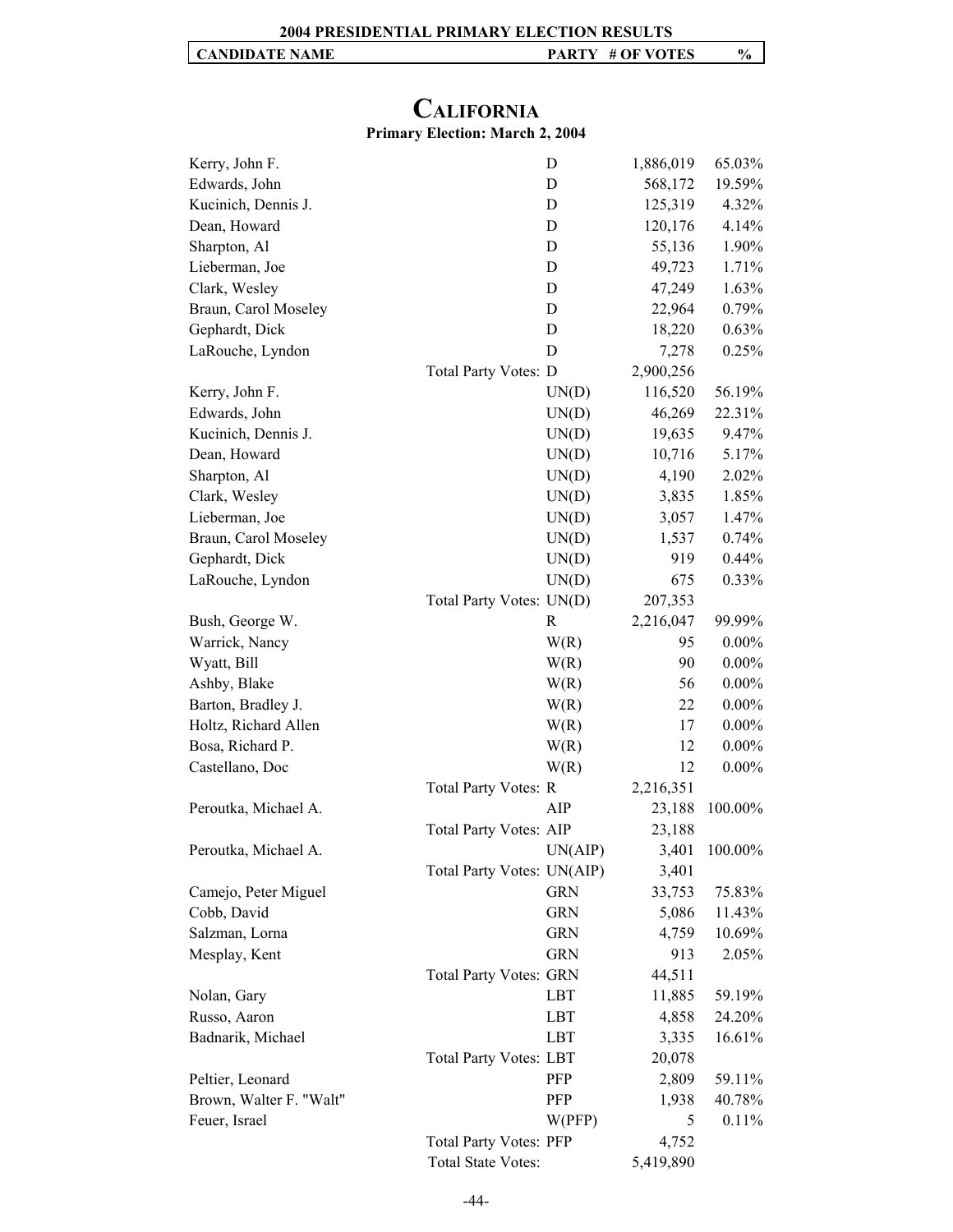## CALIFORNIA

**Primary Election: March 2, 2004**

| CANDIDATE NAME | | PARTY | # OF VOTES | % |
|---|---|---|---|---|
| Kerry, John F. | | D | 1,886,019 | 65.03% |
| Edwards, John | | D | 568,172 | 19.59% |
| Kucinich, Dennis J. | | D | 125,319 | 4.32% |
| Dean, Howard | | D | 120,176 | 4.14% |
| Sharpton, Al | | D | 55,136 | 1.90% |
| Lieberman, Joe | | D | 49,723 | 1.71% |
| Clark, Wesley | | D | 47,249 | 1.63% |
| Braun, Carol Moseley | | D | 22,964 | 0.79% |
| Gephardt, Dick | | D | 18,220 | 0.63% |
| LaRouche, Lyndon | | D | 7,278 | 0.25% |
| | Total Party Votes: | D | 2,900,256 | |
| Kerry, John F. | | UN(D) | 116,520 | 56.19% |
| Edwards, John | | UN(D) | 46,269 | 22.31% |
| Kucinich, Dennis J. | | UN(D) | 19,635 | 9.47% |
| Dean, Howard | | UN(D) | 10,716 | 5.17% |
| Sharpton, Al | | UN(D) | 4,190 | 2.02% |
| Clark, Wesley | | UN(D) | 3,835 | 1.85% |
| Lieberman, Joe | | UN(D) | 3,057 | 1.47% |
| Braun, Carol Moseley | | UN(D) | 1,537 | 0.74% |
| Gephardt, Dick | | UN(D) | 919 | 0.44% |
| LaRouche, Lyndon | | UN(D) | 675 | 0.33% |
| | Total Party Votes: | UN(D) | 207,353 | |
| Bush, George W. | | R | 2,216,047 | 99.99% |
| Warrick, Nancy | | W(R) | 95 | 0.00% |
| Wyatt, Bill | | W(R) | 90 | 0.00% |
| Ashby, Blake | | W(R) | 56 | 0.00% |
| Barton, Bradley J. | | W(R) | 22 | 0.00% |
| Holtz, Richard Allen | | W(R) | 17 | 0.00% |
| Bosa, Richard P. | | W(R) | 12 | 0.00% |
| Castellano, Doc | | W(R) | 12 | 0.00% |
| | Total Party Votes: | R | 2,216,351 | |
| Peroutka, Michael A. | | AIP | 23,188 | 100.00% |
| | Total Party Votes: | AIP | 23,188 | |
| Peroutka, Michael A. | | UN(AIP) | 3,401 | 100.00% |
| | Total Party Votes: | UN(AIP) | 3,401 | |
| Camejo, Peter Miguel | | GRN | 33,753 | 75.83% |
| Cobb, David | | GRN | 5,086 | 11.43% |
| Salzman, Lorna | | GRN | 4,759 | 10.69% |
| Mesplay, Kent | | GRN | 913 | 2.05% |
| | Total Party Votes: | GRN | 44,511 | |
| Nolan, Gary | | LBT | 11,885 | 59.19% |
| Russo, Aaron | | LBT | 4,858 | 24.20% |
| Badnarik, Michael | | LBT | 3,335 | 16.61% |
| | Total Party Votes: | LBT | 20,078 | |
| Peltier, Leonard | | PFP | 2,809 | 59.11% |
| Brown, Walter F. "Walt" | | PFP | 1,938 | 40.78% |
| Feuer, Israel | | W(PFP) | 5 | 0.11% |
| | Total Party Votes: | PFP | 4,752 | |
| | Total State Votes: | | 5,419,890 | |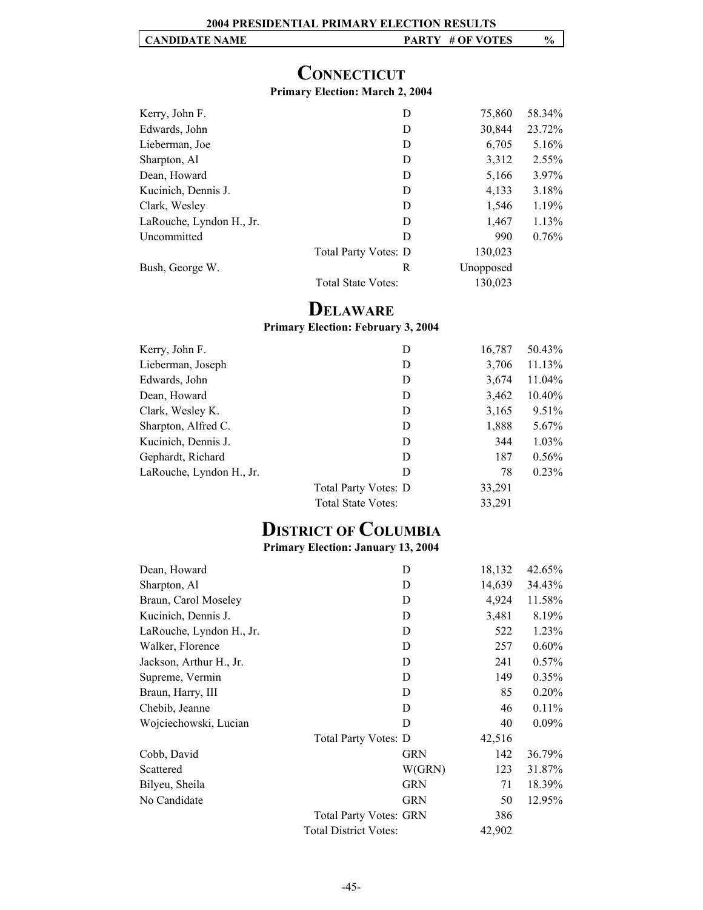**2004 PRESIDENTIAL PRIMARY ELECTION RESULTS**

## CONNECTICUT

**Primary Election: March 2, 2004**

| CANDIDATE NAME | | PARTY | # OF VOTES | % |
|---|---|---|---|---|
| Kerry, John F. | | D | 75,860 | 58.34% |
| Edwards, John | | D | 30,844 | 23.72% |
| Lieberman, Joe | | D | 6,705 | 5.16% |
| Sharpton, Al | | D | 3,312 | 2.55% |
| Dean, Howard | | D | 5,166 | 3.97% |
| Kucinich, Dennis J. | | D | 4,133 | 3.18% |
| Clark, Wesley | | D | 1,546 | 1.19% |
| LaRouche, Lyndon H., Jr. | | D | 1,467 | 1.13% |
| Uncommitted | | D | 990 | 0.76% |
| | Total Party Votes: | D | 130,023 | |
| Bush, George W. | | R | Unopposed | |
| | Total State Votes: | | 130,023 | |

## DELAWARE

**Primary Election: February 3, 2004**

| CANDIDATE NAME | | PARTY | # OF VOTES | % |
|---|---|---|---|---|
| Kerry, John F. | | D | 16,787 | 50.43% |
| Lieberman, Joseph | | D | 3,706 | 11.13% |
| Edwards, John | | D | 3,674 | 11.04% |
| Dean, Howard | | D | 3,462 | 10.40% |
| Clark, Wesley K. | | D | 3,165 | 9.51% |
| Sharpton, Alfred C. | | D | 1,888 | 5.67% |
| Kucinich, Dennis J. | | D | 344 | 1.03% |
| Gephardt, Richard | | D | 187 | 0.56% |
| LaRouche, Lyndon H., Jr. | | D | 78 | 0.23% |
| | Total Party Votes: | D | 33,291 | |
| | Total State Votes: | | 33,291 | |

## DISTRICT OF COLUMBIA

**Primary Election: January 13, 2004**

| CANDIDATE NAME | | PARTY | # OF VOTES | % |
|---|---|---|---|---|
| Dean, Howard | | D | 18,132 | 42.65% |
| Sharpton, Al | | D | 14,639 | 34.43% |
| Braun, Carol Moseley | | D | 4,924 | 11.58% |
| Kucinich, Dennis J. | | D | 3,481 | 8.19% |
| LaRouche, Lyndon H., Jr. | | D | 522 | 1.23% |
| Walker, Florence | | D | 257 | 0.60% |
| Jackson, Arthur H., Jr. | | D | 241 | 0.57% |
| Supreme, Vermin | | D | 149 | 0.35% |
| Braun, Harry, III | | D | 85 | 0.20% |
| Chebib, Jeanne | | D | 46 | 0.11% |
| Wojciechowski, Lucian | | D | 40 | 0.09% |
| | Total Party Votes: | D | 42,516 | |
| Cobb, David | | GRN | 142 | 36.79% |
| Scattered | | W(GRN) | 123 | 31.87% |
| Bilyeu, Sheila | | GRN | 71 | 18.39% |
| No Candidate | | GRN | 50 | 12.95% |
| | Total Party Votes: | GRN | 386 | |
| | Total District Votes: | | 42,902 | |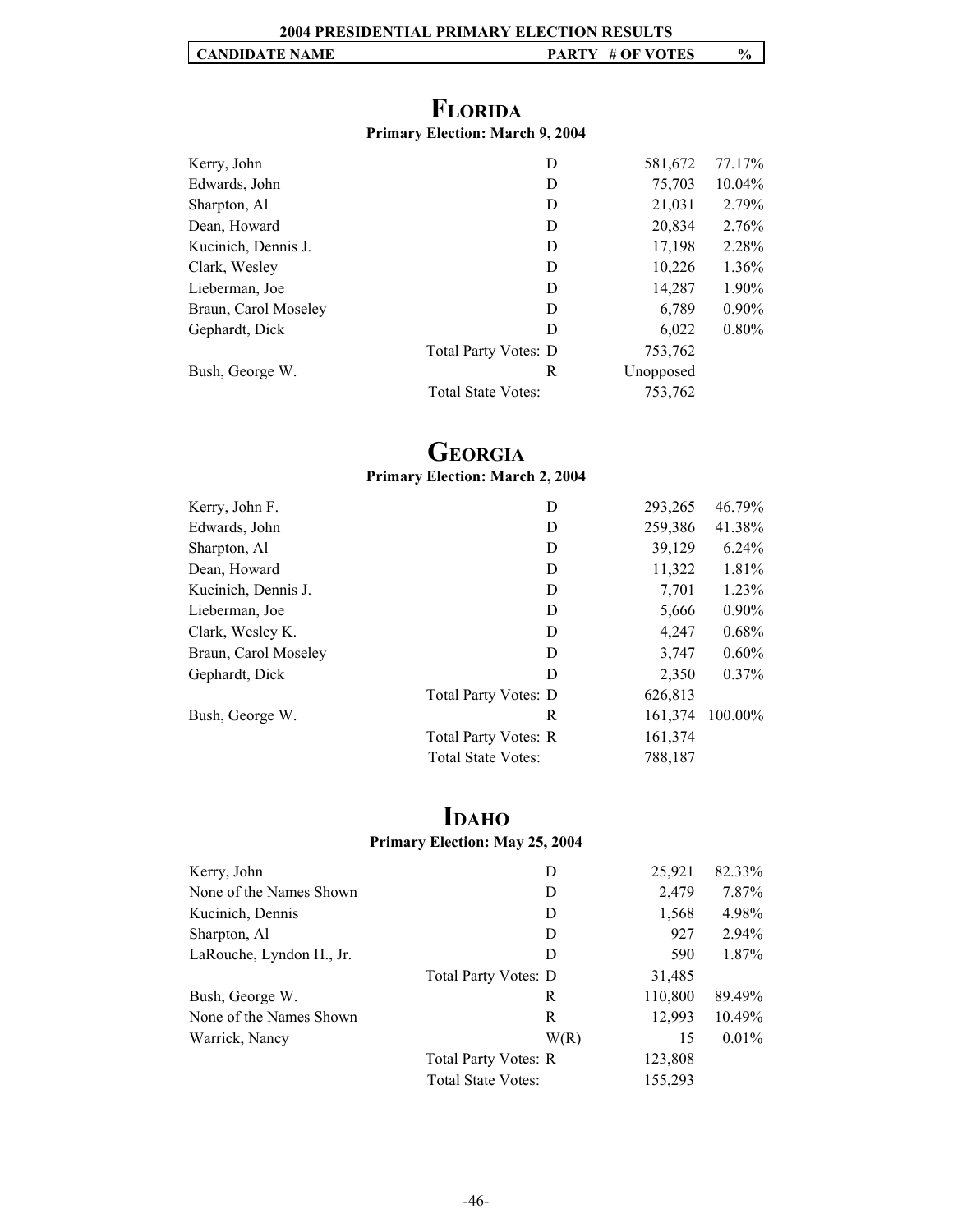**2004 PRESIDENTIAL PRIMARY ELECTION RESULTS**

| CANDIDATE NAME | | PARTY | # OF VOTES | % |
|---|---|---|---|---|

## FLORIDA

**Primary Election: March 9, 2004**

| Candidate | | Party | # of Votes | % |
|---|---|---|---|---|
| Kerry, John | | D | 581,672 | 77.17% |
| Edwards, John | | D | 75,703 | 10.04% |
| Sharpton, Al | | D | 21,031 | 2.79% |
| Dean, Howard | | D | 20,834 | 2.76% |
| Kucinich, Dennis J. | | D | 17,198 | 2.28% |
| Clark, Wesley | | D | 10,226 | 1.36% |
| Lieberman, Joe | | D | 14,287 | 1.90% |
| Braun, Carol Moseley | | D | 6,789 | 0.90% |
| Gephardt, Dick | | D | 6,022 | 0.80% |
| | Total Party Votes: | D | 753,762 | |
| Bush, George W. | | R | Unopposed | |
| | Total State Votes: | | 753,762 | |

## GEORGIA

**Primary Election: March 2, 2004**

| Candidate | | Party | # of Votes | % |
|---|---|---|---|---|
| Kerry, John F. | | D | 293,265 | 46.79% |
| Edwards, John | | D | 259,386 | 41.38% |
| Sharpton, Al | | D | 39,129 | 6.24% |
| Dean, Howard | | D | 11,322 | 1.81% |
| Kucinich, Dennis J. | | D | 7,701 | 1.23% |
| Lieberman, Joe | | D | 5,666 | 0.90% |
| Clark, Wesley K. | | D | 4,247 | 0.68% |
| Braun, Carol Moseley | | D | 3,747 | 0.60% |
| Gephardt, Dick | | D | 2,350 | 0.37% |
| | Total Party Votes: | D | 626,813 | |
| Bush, George W. | | R | 161,374 | 100.00% |
| | Total Party Votes: | R | 161,374 | |
| | Total State Votes: | | 788,187 | |

## IDAHO

**Primary Election: May 25, 2004**

| Candidate | | Party | # of Votes | % |
|---|---|---|---|---|
| Kerry, John | | D | 25,921 | 82.33% |
| None of the Names Shown | | D | 2,479 | 7.87% |
| Kucinich, Dennis | | D | 1,568 | 4.98% |
| Sharpton, Al | | D | 927 | 2.94% |
| LaRouche, Lyndon H., Jr. | | D | 590 | 1.87% |
| | Total Party Votes: | D | 31,485 | |
| Bush, George W. | | R | 110,800 | 89.49% |
| None of the Names Shown | | R | 12,993 | 10.49% |
| Warrick, Nancy | | W(R) | 15 | 0.01% |
| | Total Party Votes: | R | 123,808 | |
| | Total State Votes: | | 155,293 | |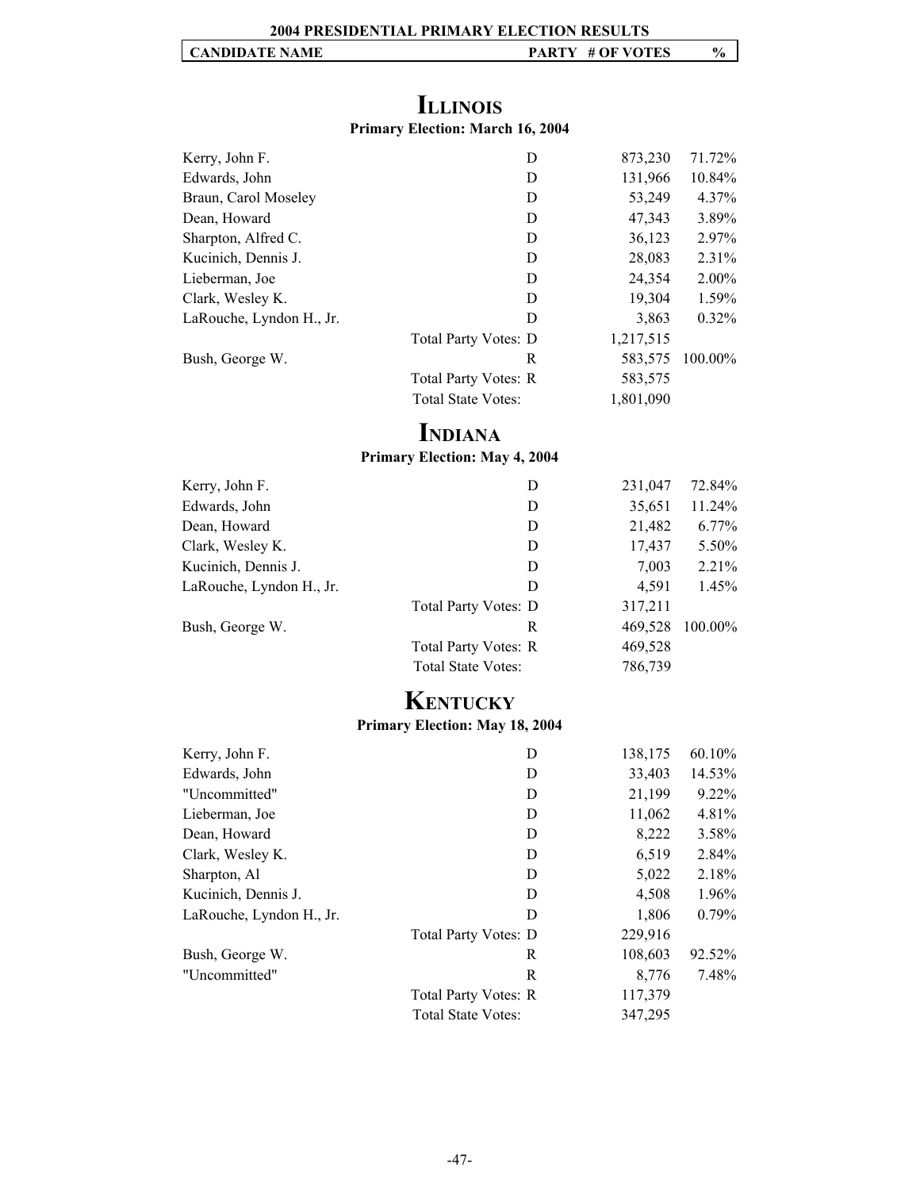**2004 PRESIDENTIAL PRIMARY ELECTION RESULTS**

| CANDIDATE NAME | PARTY | # OF VOTES | % |
|---|---|---|---|

## ILLINOIS

**Primary Election: March 16, 2004**

| CANDIDATE NAME | PARTY | # OF VOTES | % |
|---|---|---|---|
| Kerry, John F. | D | 873,230 | 71.72% |
| Edwards, John | D | 131,966 | 10.84% |
| Braun, Carol Moseley | D | 53,249 | 4.37% |
| Dean, Howard | D | 47,343 | 3.89% |
| Sharpton, Alfred C. | D | 36,123 | 2.97% |
| Kucinich, Dennis J. | D | 28,083 | 2.31% |
| Lieberman, Joe | D | 24,354 | 2.00% |
| Clark, Wesley K. | D | 19,304 | 1.59% |
| LaRouche, Lyndon H., Jr. | D | 3,863 | 0.32% |
| Total Party Votes: | D | 1,217,515 | |
| Bush, George W. | R | 583,575 | 100.00% |
| Total Party Votes: | R | 583,575 | |
| Total State Votes: | | 1,801,090 | |

## INDIANA

**Primary Election: May 4, 2004**

| CANDIDATE NAME | PARTY | # OF VOTES | % |
|---|---|---|---|
| Kerry, John F. | D | 231,047 | 72.84% |
| Edwards, John | D | 35,651 | 11.24% |
| Dean, Howard | D | 21,482 | 6.77% |
| Clark, Wesley K. | D | 17,437 | 5.50% |
| Kucinich, Dennis J. | D | 7,003 | 2.21% |
| LaRouche, Lyndon H., Jr. | D | 4,591 | 1.45% |
| Total Party Votes: | D | 317,211 | |
| Bush, George W. | R | 469,528 | 100.00% |
| Total Party Votes: | R | 469,528 | |
| Total State Votes: | | 786,739 | |

## KENTUCKY

**Primary Election: May 18, 2004**

| CANDIDATE NAME | PARTY | # OF VOTES | % |
|---|---|---|---|
| Kerry, John F. | D | 138,175 | 60.10% |
| Edwards, John | D | 33,403 | 14.53% |
| "Uncommitted" | D | 21,199 | 9.22% |
| Lieberman, Joe | D | 11,062 | 4.81% |
| Dean, Howard | D | 8,222 | 3.58% |
| Clark, Wesley K. | D | 6,519 | 2.84% |
| Sharpton, Al | D | 5,022 | 2.18% |
| Kucinich, Dennis J. | D | 4,508 | 1.96% |
| LaRouche, Lyndon H., Jr. | D | 1,806 | 0.79% |
| Total Party Votes: | D | 229,916 | |
| Bush, George W. | R | 108,603 | 92.52% |
| "Uncommitted" | R | 8,776 | 7.48% |
| Total Party Votes: | R | 117,379 | |
| Total State Votes: | | 347,295 | |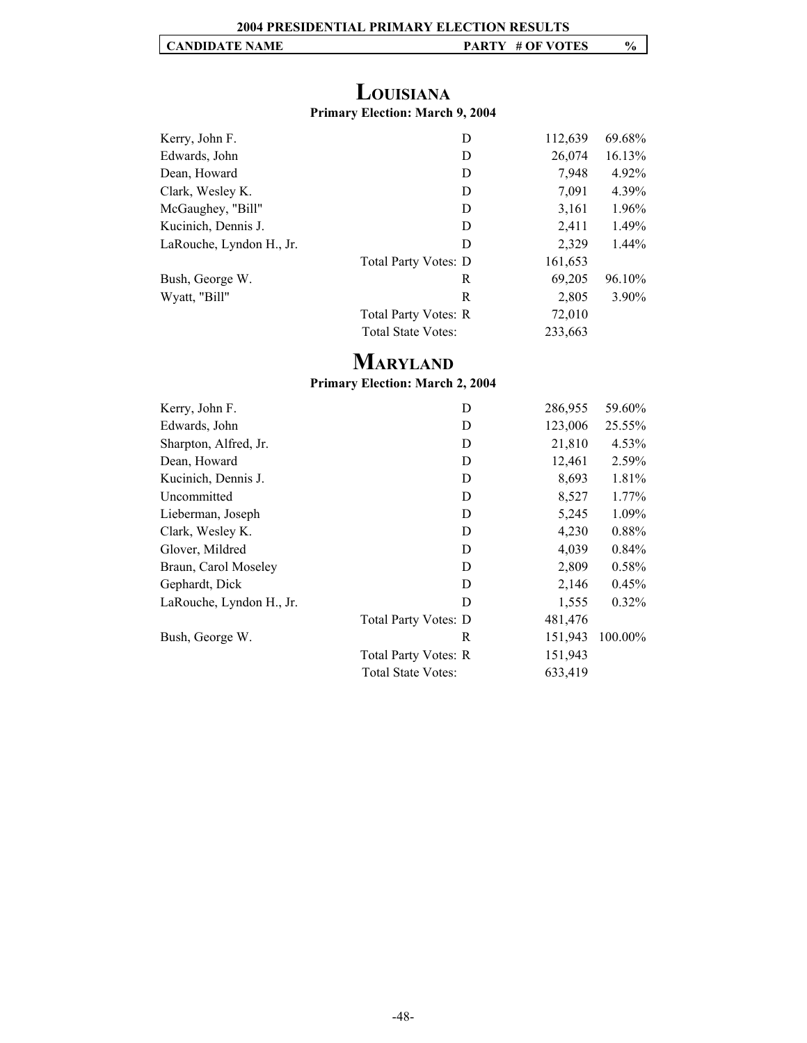## LOUISIANA

**Primary Election: March 9, 2004**

| CANDIDATE NAME | PARTY | # OF VOTES | % |
|---|---|---|---|
| Kerry, John F. | D | 112,639 | 69.68% |
| Edwards, John | D | 26,074 | 16.13% |
| Dean, Howard | D | 7,948 | 4.92% |
| Clark, Wesley K. | D | 7,091 | 4.39% |
| McGaughey, "Bill" | D | 3,161 | 1.96% |
| Kucinich, Dennis J. | D | 2,411 | 1.49% |
| LaRouche, Lyndon H., Jr. | D | 2,329 | 1.44% |
| Total Party Votes: | D | 161,653 | |
| Bush, George W. | R | 69,205 | 96.10% |
| Wyatt, "Bill" | R | 2,805 | 3.90% |
| Total Party Votes: | R | 72,010 | |
| Total State Votes: | | 233,663 | |

## MARYLAND

**Primary Election: March 2, 2004**

| CANDIDATE NAME | PARTY | # OF VOTES | % |
|---|---|---|---|
| Kerry, John F. | D | 286,955 | 59.60% |
| Edwards, John | D | 123,006 | 25.55% |
| Sharpton, Alfred, Jr. | D | 21,810 | 4.53% |
| Dean, Howard | D | 12,461 | 2.59% |
| Kucinich, Dennis J. | D | 8,693 | 1.81% |
| Uncommitted | D | 8,527 | 1.77% |
| Lieberman, Joseph | D | 5,245 | 1.09% |
| Clark, Wesley K. | D | 4,230 | 0.88% |
| Glover, Mildred | D | 4,039 | 0.84% |
| Braun, Carol Moseley | D | 2,809 | 0.58% |
| Gephardt, Dick | D | 2,146 | 0.45% |
| LaRouche, Lyndon H., Jr. | D | 1,555 | 0.32% |
| Total Party Votes: | D | 481,476 | |
| Bush, George W. | R | 151,943 | 100.00% |
| Total Party Votes: | R | 151,943 | |
| Total State Votes: | | 633,419 | |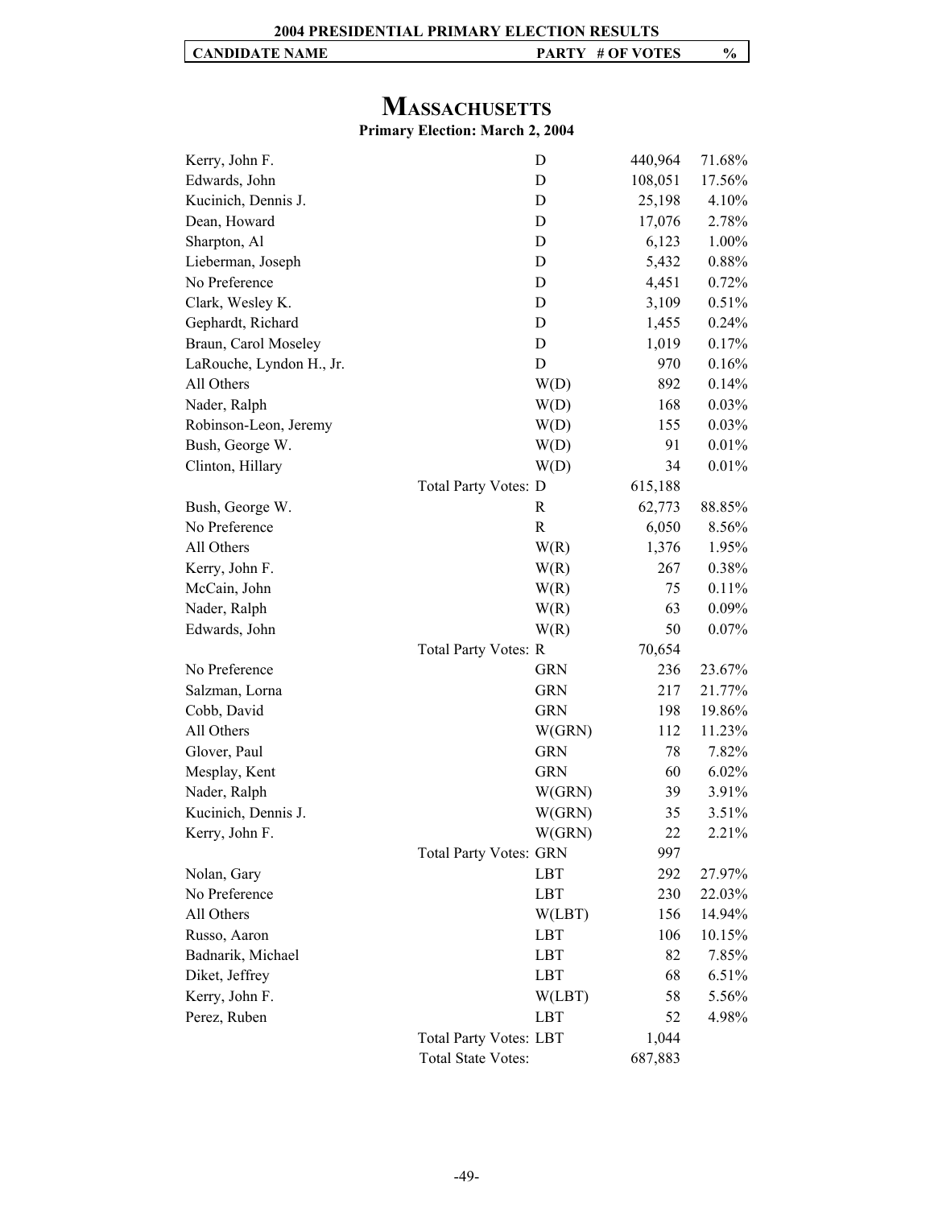**2004 PRESIDENTIAL PRIMARY ELECTION RESULTS**

# MASSACHUSETTS

**Primary Election: March 2, 2004**

| CANDIDATE NAME | | PARTY | # OF VOTES | % |
|---|---|---|---|---|
| Kerry, John F. | | D | 440,964 | 71.68% |
| Edwards, John | | D | 108,051 | 17.56% |
| Kucinich, Dennis J. | | D | 25,198 | 4.10% |
| Dean, Howard | | D | 17,076 | 2.78% |
| Sharpton, Al | | D | 6,123 | 1.00% |
| Lieberman, Joseph | | D | 5,432 | 0.88% |
| No Preference | | D | 4,451 | 0.72% |
| Clark, Wesley K. | | D | 3,109 | 0.51% |
| Gephardt, Richard | | D | 1,455 | 0.24% |
| Braun, Carol Moseley | | D | 1,019 | 0.17% |
| LaRouche, Lyndon H., Jr. | | D | 970 | 0.16% |
| All Others | | W(D) | 892 | 0.14% |
| Nader, Ralph | | W(D) | 168 | 0.03% |
| Robinson-Leon, Jeremy | | W(D) | 155 | 0.03% |
| Bush, George W. | | W(D) | 91 | 0.01% |
| Clinton, Hillary | | W(D) | 34 | 0.01% |
| | Total Party Votes: | D | 615,188 | |
| Bush, George W. | | R | 62,773 | 88.85% |
| No Preference | | R | 6,050 | 8.56% |
| All Others | | W(R) | 1,376 | 1.95% |
| Kerry, John F. | | W(R) | 267 | 0.38% |
| McCain, John | | W(R) | 75 | 0.11% |
| Nader, Ralph | | W(R) | 63 | 0.09% |
| Edwards, John | | W(R) | 50 | 0.07% |
| | Total Party Votes: | R | 70,654 | |
| No Preference | | GRN | 236 | 23.67% |
| Salzman, Lorna | | GRN | 217 | 21.77% |
| Cobb, David | | GRN | 198 | 19.86% |
| All Others | | W(GRN) | 112 | 11.23% |
| Glover, Paul | | GRN | 78 | 7.82% |
| Mesplay, Kent | | GRN | 60 | 6.02% |
| Nader, Ralph | | W(GRN) | 39 | 3.91% |
| Kucinich, Dennis J. | | W(GRN) | 35 | 3.51% |
| Kerry, John F. | | W(GRN) | 22 | 2.21% |
| | Total Party Votes: | GRN | 997 | |
| Nolan, Gary | | LBT | 292 | 27.97% |
| No Preference | | LBT | 230 | 22.03% |
| All Others | | W(LBT) | 156 | 14.94% |
| Russo, Aaron | | LBT | 106 | 10.15% |
| Badnarik, Michael | | LBT | 82 | 7.85% |
| Diket, Jeffrey | | LBT | 68 | 6.51% |
| Kerry, John F. | | W(LBT) | 58 | 5.56% |
| Perez, Ruben | | LBT | 52 | 4.98% |
| | Total Party Votes: | LBT | 1,044 | |
| | Total State Votes: | | 687,883 | |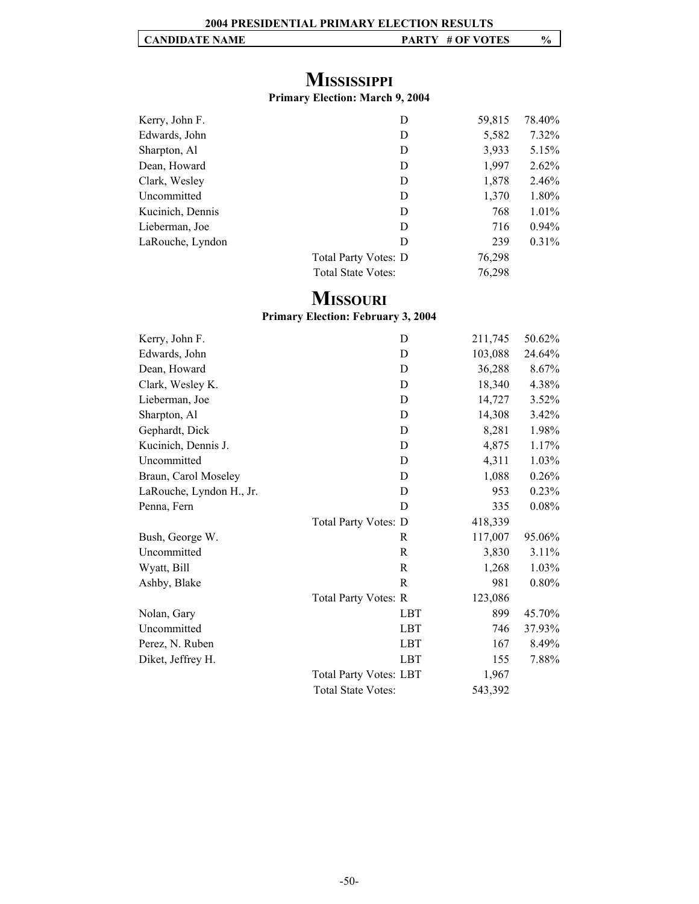**2004 PRESIDENTIAL PRIMARY ELECTION RESULTS**

| CANDIDATE NAME | PARTY | # OF VOTES | % |
|---|---|---|---|

## MISSISSIPPI

**Primary Election: March 9, 2004**

| Candidate Name | Party | # of Votes | % |
|---|---|---|---|
| Kerry, John F. | D | 59,815 | 78.40% |
| Edwards, John | D | 5,582 | 7.32% |
| Sharpton, Al | D | 3,933 | 5.15% |
| Dean, Howard | D | 1,997 | 2.62% |
| Clark, Wesley | D | 1,878 | 2.46% |
| Uncommitted | D | 1,370 | 1.80% |
| Kucinich, Dennis | D | 768 | 1.01% |
| Lieberman, Joe | D | 716 | 0.94% |
| LaRouche, Lyndon | D | 239 | 0.31% |
| Total Party Votes: | D | 76,298 | |
| Total State Votes: | | 76,298 | |

## MISSOURI

**Primary Election: February 3, 2004**

| Candidate Name | Party | # of Votes | % |
|---|---|---|---|
| Kerry, John F. | D | 211,745 | 50.62% |
| Edwards, John | D | 103,088 | 24.64% |
| Dean, Howard | D | 36,288 | 8.67% |
| Clark, Wesley K. | D | 18,340 | 4.38% |
| Lieberman, Joe | D | 14,727 | 3.52% |
| Sharpton, Al | D | 14,308 | 3.42% |
| Gephardt, Dick | D | 8,281 | 1.98% |
| Kucinich, Dennis J. | D | 4,875 | 1.17% |
| Uncommitted | D | 4,311 | 1.03% |
| Braun, Carol Moseley | D | 1,088 | 0.26% |
| LaRouche, Lyndon H., Jr. | D | 953 | 0.23% |
| Penna, Fern | D | 335 | 0.08% |
| Total Party Votes: | D | 418,339 | |
| Bush, George W. | R | 117,007 | 95.06% |
| Uncommitted | R | 3,830 | 3.11% |
| Wyatt, Bill | R | 1,268 | 1.03% |
| Ashby, Blake | R | 981 | 0.80% |
| Total Party Votes: | R | 123,086 | |
| Nolan, Gary | LBT | 899 | 45.70% |
| Uncommitted | LBT | 746 | 37.93% |
| Perez, N. Ruben | LBT | 167 | 8.49% |
| Diket, Jeffrey H. | LBT | 155 | 7.88% |
| Total Party Votes: | LBT | 1,967 | |
| Total State Votes: | | 543,392 | |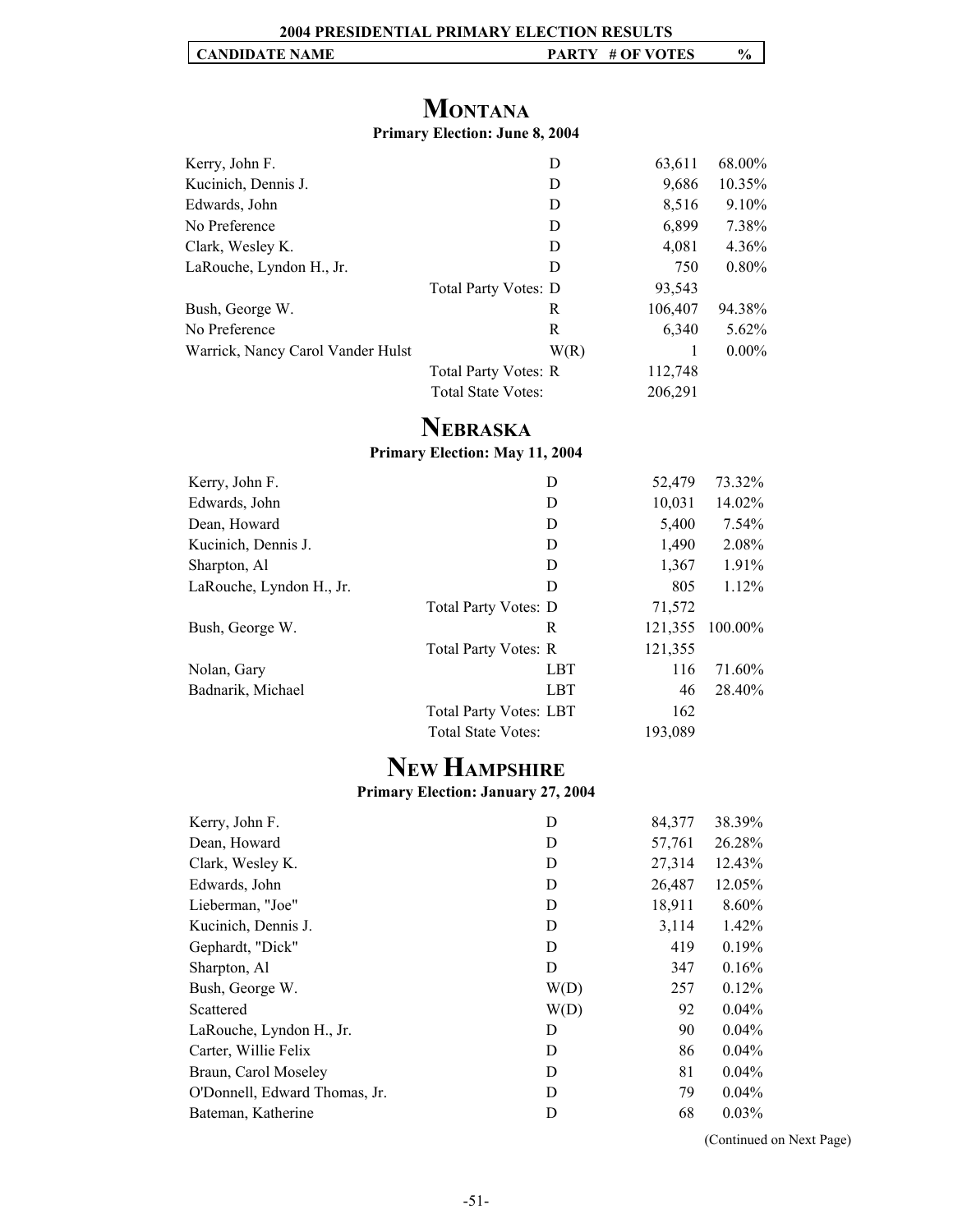**2004 PRESIDENTIAL PRIMARY ELECTION RESULTS**

## MONTANA

**Primary Election: June 8, 2004**

| CANDIDATE NAME | PARTY | # OF VOTES | % |
|---|---|---|---|
| Kerry, John F. | D | 63,611 | 68.00% |
| Kucinich, Dennis J. | D | 9,686 | 10.35% |
| Edwards, John | D | 8,516 | 9.10% |
| No Preference | D | 6,899 | 7.38% |
| Clark, Wesley K. | D | 4,081 | 4.36% |
| LaRouche, Lyndon H., Jr. | D | 750 | 0.80% |
| Total Party Votes: | D | 93,543 | |
| Bush, George W. | R | 106,407 | 94.38% |
| No Preference | R | 6,340 | 5.62% |
| Warrick, Nancy Carol Vander Hulst | W(R) | 1 | 0.00% |
| Total Party Votes: | R | 112,748 | |
| Total State Votes: | | 206,291 | |

## NEBRASKA

**Primary Election: May 11, 2004**

| CANDIDATE NAME | PARTY | # OF VOTES | % |
|---|---|---|---|
| Kerry, John F. | D | 52,479 | 73.32% |
| Edwards, John | D | 10,031 | 14.02% |
| Dean, Howard | D | 5,400 | 7.54% |
| Kucinich, Dennis J. | D | 1,490 | 2.08% |
| Sharpton, Al | D | 1,367 | 1.91% |
| LaRouche, Lyndon H., Jr. | D | 805 | 1.12% |
| Total Party Votes: | D | 71,572 | |
| Bush, George W. | R | 121,355 | 100.00% |
| Total Party Votes: | R | 121,355 | |
| Nolan, Gary | LBT | 116 | 71.60% |
| Badnarik, Michael | LBT | 46 | 28.40% |
| Total Party Votes: | LBT | 162 | |
| Total State Votes: | | 193,089 | |

## NEW HAMPSHIRE

**Primary Election: January 27, 2004**

| CANDIDATE NAME | PARTY | # OF VOTES | % |
|---|---|---|---|
| Kerry, John F. | D | 84,377 | 38.39% |
| Dean, Howard | D | 57,761 | 26.28% |
| Clark, Wesley K. | D | 27,314 | 12.43% |
| Edwards, John | D | 26,487 | 12.05% |
| Lieberman, "Joe" | D | 18,911 | 8.60% |
| Kucinich, Dennis J. | D | 3,114 | 1.42% |
| Gephardt, "Dick" | D | 419 | 0.19% |
| Sharpton, Al | D | 347 | 0.16% |
| Bush, George W. | W(D) | 257 | 0.12% |
| Scattered | W(D) | 92 | 0.04% |
| LaRouche, Lyndon H., Jr. | D | 90 | 0.04% |
| Carter, Willie Felix | D | 86 | 0.04% |
| Braun, Carol Moseley | D | 81 | 0.04% |
| O'Donnell, Edward Thomas, Jr. | D | 79 | 0.04% |
| Bateman, Katherine | D | 68 | 0.03% |

(Continued on Next Page)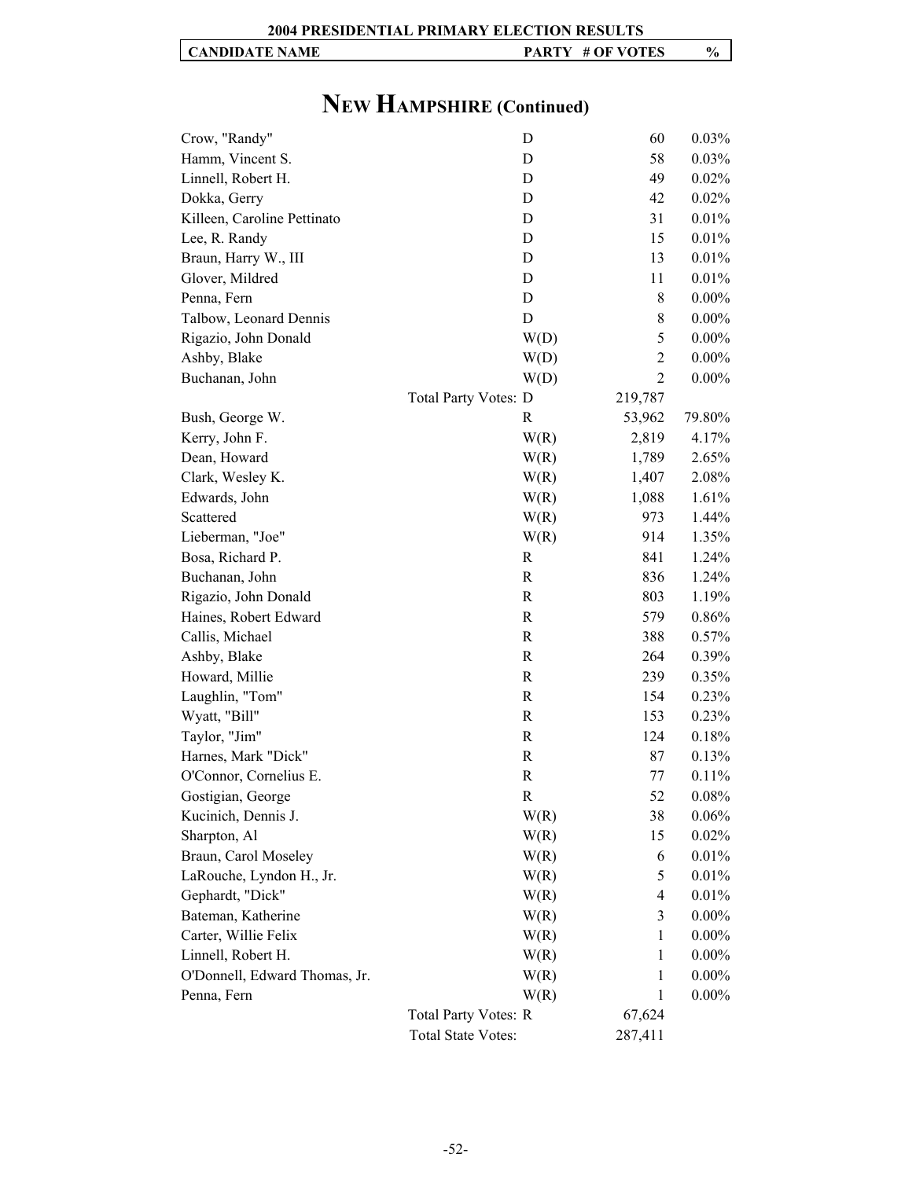| CANDIDATE NAME | PARTY | # OF VOTES | % |
|---|---|---|---|

# NEW HAMPSHIRE (Continued)

| CANDIDATE NAME | PARTY | # OF VOTES | % |
|---|---|---|---|
| Crow, "Randy" | D | 60 | 0.03% |
| Hamm, Vincent S. | D | 58 | 0.03% |
| Linnell, Robert H. | D | 49 | 0.02% |
| Dokka, Gerry | D | 42 | 0.02% |
| Killeen, Caroline Pettinato | D | 31 | 0.01% |
| Lee, R. Randy | D | 15 | 0.01% |
| Braun, Harry W., III | D | 13 | 0.01% |
| Glover, Mildred | D | 11 | 0.01% |
| Penna, Fern | D | 8 | 0.00% |
| Talbow, Leonard Dennis | D | 8 | 0.00% |
| Rigazio, John Donald | W(D) | 5 | 0.00% |
| Ashby, Blake | W(D) | 2 | 0.00% |
| Buchanan, John | W(D) | 2 | 0.00% |
| Total Party Votes: | D | 219,787 | |
| Bush, George W. | R | 53,962 | 79.80% |
| Kerry, John F. | W(R) | 2,819 | 4.17% |
| Dean, Howard | W(R) | 1,789 | 2.65% |
| Clark, Wesley K. | W(R) | 1,407 | 2.08% |
| Edwards, John | W(R) | 1,088 | 1.61% |
| Scattered | W(R) | 973 | 1.44% |
| Lieberman, "Joe" | W(R) | 914 | 1.35% |
| Bosa, Richard P. | R | 841 | 1.24% |
| Buchanan, John | R | 836 | 1.24% |
| Rigazio, John Donald | R | 803 | 1.19% |
| Haines, Robert Edward | R | 579 | 0.86% |
| Callis, Michael | R | 388 | 0.57% |
| Ashby, Blake | R | 264 | 0.39% |
| Howard, Millie | R | 239 | 0.35% |
| Laughlin, "Tom" | R | 154 | 0.23% |
| Wyatt, "Bill" | R | 153 | 0.23% |
| Taylor, "Jim" | R | 124 | 0.18% |
| Harnes, Mark "Dick" | R | 87 | 0.13% |
| O'Connor, Cornelius E. | R | 77 | 0.11% |
| Gostigian, George | R | 52 | 0.08% |
| Kucinich, Dennis J. | W(R) | 38 | 0.06% |
| Sharpton, Al | W(R) | 15 | 0.02% |
| Braun, Carol Moseley | W(R) | 6 | 0.01% |
| LaRouche, Lyndon H., Jr. | W(R) | 5 | 0.01% |
| Gephardt, "Dick" | W(R) | 4 | 0.01% |
| Bateman, Katherine | W(R) | 3 | 0.00% |
| Carter, Willie Felix | W(R) | 1 | 0.00% |
| Linnell, Robert H. | W(R) | 1 | 0.00% |
| O'Donnell, Edward Thomas, Jr. | W(R) | 1 | 0.00% |
| Penna, Fern | W(R) | 1 | 0.00% |
| Total Party Votes: | R | 67,624 | |
| Total State Votes: | | 287,411 | |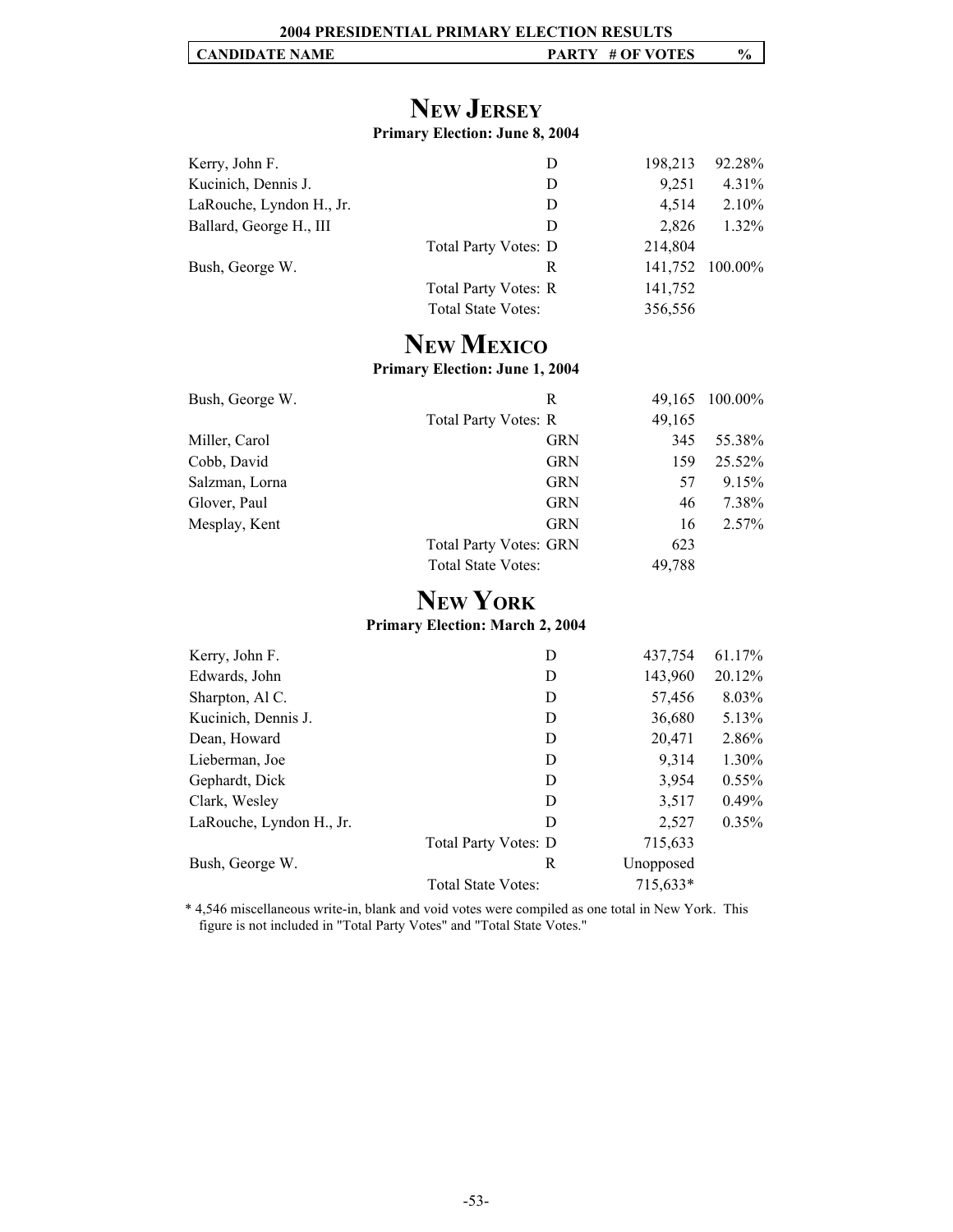**2004 PRESIDENTIAL PRIMARY ELECTION RESULTS**

## NEW JERSEY

**Primary Election: June 8, 2004**

| CANDIDATE NAME | PARTY | # OF VOTES | % |
|---|---|---|---|
| Kerry, John F. | D | 198,213 | 92.28% |
| Kucinich, Dennis J. | D | 9,251 | 4.31% |
| LaRouche, Lyndon H., Jr. | D | 4,514 | 2.10% |
| Ballard, George H., III | D | 2,826 | 1.32% |
| | Total Party Votes: D | 214,804 | |
| Bush, George W. | R | 141,752 | 100.00% |
| | Total Party Votes: R | 141,752 | |
| | Total State Votes: | 356,556 | |

## NEW MEXICO

**Primary Election: June 1, 2004**

| CANDIDATE NAME | PARTY | # OF VOTES | % |
|---|---|---|---|
| Bush, George W. | R | 49,165 | 100.00% |
| | Total Party Votes: R | 49,165 | |
| Miller, Carol | GRN | 345 | 55.38% |
| Cobb, David | GRN | 159 | 25.52% |
| Salzman, Lorna | GRN | 57 | 9.15% |
| Glover, Paul | GRN | 46 | 7.38% |
| Mesplay, Kent | GRN | 16 | 2.57% |
| | Total Party Votes: GRN | 623 | |
| | Total State Votes: | 49,788 | |

## NEW YORK

**Primary Election: March 2, 2004**

| CANDIDATE NAME | PARTY | # OF VOTES | % |
|---|---|---|---|
| Kerry, John F. | D | 437,754 | 61.17% |
| Edwards, John | D | 143,960 | 20.12% |
| Sharpton, Al C. | D | 57,456 | 8.03% |
| Kucinich, Dennis J. | D | 36,680 | 5.13% |
| Dean, Howard | D | 20,471 | 2.86% |
| Lieberman, Joe | D | 9,314 | 1.30% |
| Gephardt, Dick | D | 3,954 | 0.55% |
| Clark, Wesley | D | 3,517 | 0.49% |
| LaRouche, Lyndon H., Jr. | D | 2,527 | 0.35% |
| | Total Party Votes: D | 715,633 | |
| Bush, George W. | R | Unopposed | |
| | Total State Votes: | 715,633* | |

\* 4,546 miscellaneous write-in, blank and void votes were compiled as one total in New York. This figure is not included in "Total Party Votes" and "Total State Votes."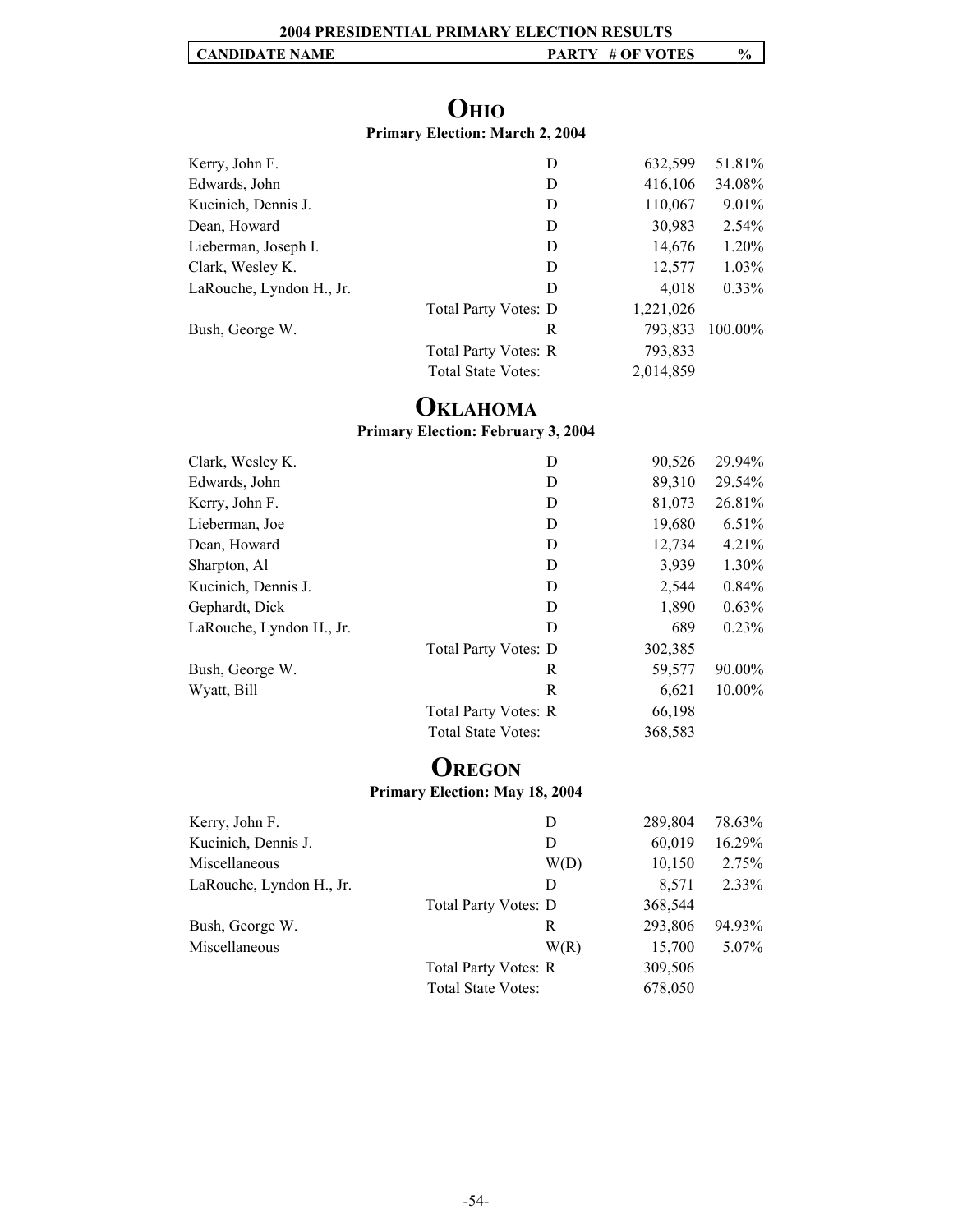# 2004 PRESIDENTIAL PRIMARY ELECTION RESULTS

## OHIO

**Primary Election: March 2, 2004**

| CANDIDATE NAME | PARTY | # OF VOTES | % |
|---|---|---|---|
| Kerry, John F. | D | 632,599 | 51.81% |
| Edwards, John | D | 416,106 | 34.08% |
| Kucinich, Dennis J. | D | 110,067 | 9.01% |
| Dean, Howard | D | 30,983 | 2.54% |
| Lieberman, Joseph I. | D | 14,676 | 1.20% |
| Clark, Wesley K. | D | 12,577 | 1.03% |
| LaRouche, Lyndon H., Jr. | D | 4,018 | 0.33% |
| Total Party Votes: | D | 1,221,026 | |
| Bush, George W. | R | 793,833 | 100.00% |
| Total Party Votes: | R | 793,833 | |
| Total State Votes: | | 2,014,859 | |

## OKLAHOMA

**Primary Election: February 3, 2004**

| CANDIDATE NAME | PARTY | # OF VOTES | % |
|---|---|---|---|
| Clark, Wesley K. | D | 90,526 | 29.94% |
| Edwards, John | D | 89,310 | 29.54% |
| Kerry, John F. | D | 81,073 | 26.81% |
| Lieberman, Joe | D | 19,680 | 6.51% |
| Dean, Howard | D | 12,734 | 4.21% |
| Sharpton, Al | D | 3,939 | 1.30% |
| Kucinich, Dennis J. | D | 2,544 | 0.84% |
| Gephardt, Dick | D | 1,890 | 0.63% |
| LaRouche, Lyndon H., Jr. | D | 689 | 0.23% |
| Total Party Votes: | D | 302,385 | |
| Bush, George W. | R | 59,577 | 90.00% |
| Wyatt, Bill | R | 6,621 | 10.00% |
| Total Party Votes: | R | 66,198 | |
| Total State Votes: | | 368,583 | |

## OREGON

**Primary Election: May 18, 2004**

| CANDIDATE NAME | PARTY | # OF VOTES | % |
|---|---|---|---|
| Kerry, John F. | D | 289,804 | 78.63% |
| Kucinich, Dennis J. | D | 60,019 | 16.29% |
| Miscellaneous | W(D) | 10,150 | 2.75% |
| LaRouche, Lyndon H., Jr. | D | 8,571 | 2.33% |
| Total Party Votes: | D | 368,544 | |
| Bush, George W. | R | 293,806 | 94.93% |
| Miscellaneous | W(R) | 15,700 | 5.07% |
| Total Party Votes: | R | 309,506 | |
| Total State Votes: | | 678,050 | |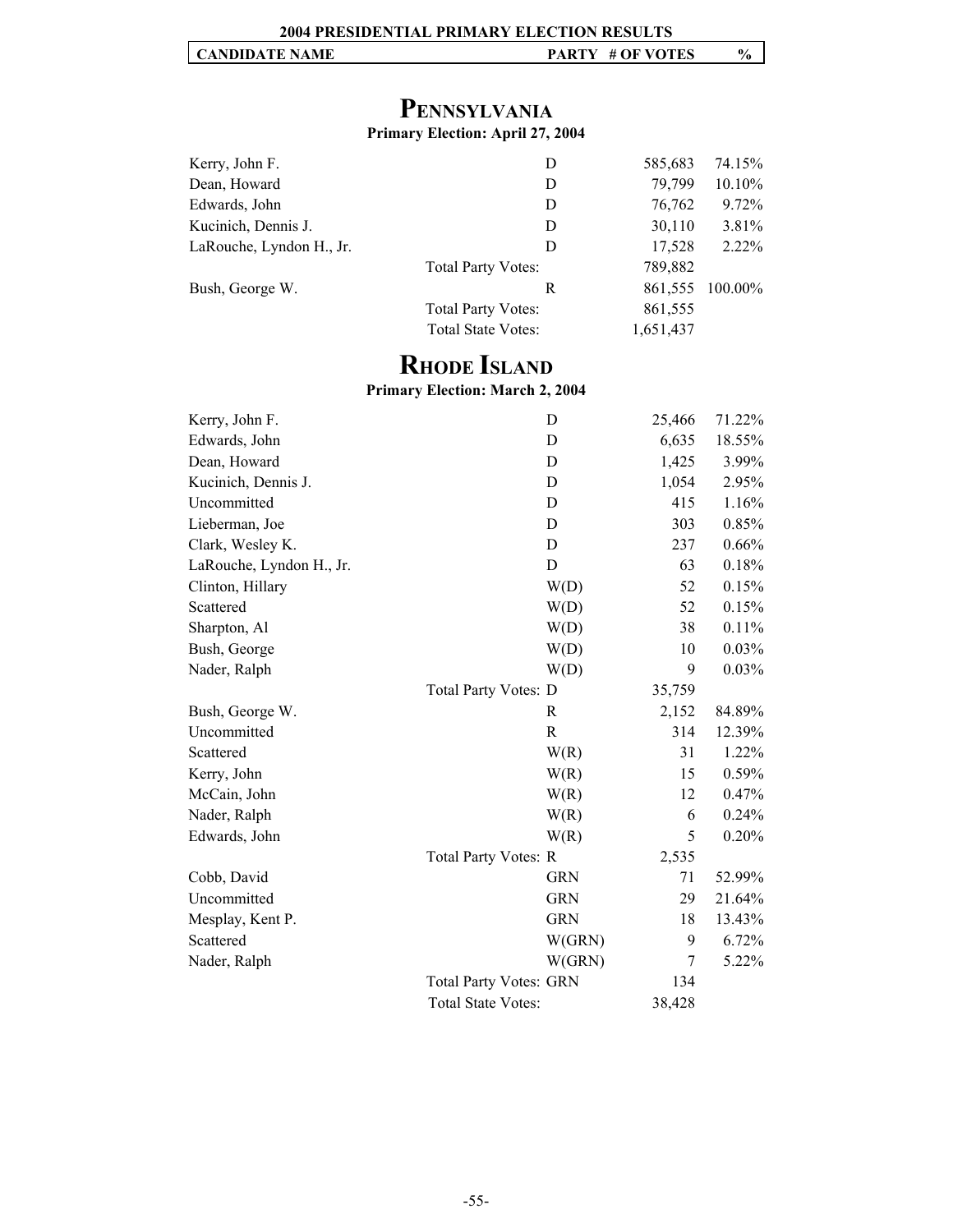2004 PRESIDENTIAL PRIMARY ELECTION RESULTS

## PENNSYLVANIA

**Primary Election: April 27, 2004**

| CANDIDATE NAME | | PARTY | # OF VOTES | % |
|---|---|---|---|---|
| Kerry, John F. | | D | 585,683 | 74.15% |
| Dean, Howard | | D | 79,799 | 10.10% |
| Edwards, John | | D | 76,762 | 9.72% |
| Kucinich, Dennis J. | | D | 30,110 | 3.81% |
| LaRouche, Lyndon H., Jr. | | D | 17,528 | 2.22% |
| | Total Party Votes: | | 789,882 | |
| Bush, George W. | | R | 861,555 | 100.00% |
| | Total Party Votes: | | 861,555 | |
| | Total State Votes: | | 1,651,437 | |

## RHODE ISLAND

**Primary Election: March 2, 2004**

| CANDIDATE NAME | | PARTY | # OF VOTES | % |
|---|---|---|---|---|
| Kerry, John F. | | D | 25,466 | 71.22% |
| Edwards, John | | D | 6,635 | 18.55% |
| Dean, Howard | | D | 1,425 | 3.99% |
| Kucinich, Dennis J. | | D | 1,054 | 2.95% |
| Uncommitted | | D | 415 | 1.16% |
| Lieberman, Joe | | D | 303 | 0.85% |
| Clark, Wesley K. | | D | 237 | 0.66% |
| LaRouche, Lyndon H., Jr. | | D | 63 | 0.18% |
| Clinton, Hillary | | W(D) | 52 | 0.15% |
| Scattered | | W(D) | 52 | 0.15% |
| Sharpton, Al | | W(D) | 38 | 0.11% |
| Bush, George | | W(D) | 10 | 0.03% |
| Nader, Ralph | | W(D) | 9 | 0.03% |
| | Total Party Votes: | D | 35,759 | |
| Bush, George W. | | R | 2,152 | 84.89% |
| Uncommitted | | R | 314 | 12.39% |
| Scattered | | W(R) | 31 | 1.22% |
| Kerry, John | | W(R) | 15 | 0.59% |
| McCain, John | | W(R) | 12 | 0.47% |
| Nader, Ralph | | W(R) | 6 | 0.24% |
| Edwards, John | | W(R) | 5 | 0.20% |
| | Total Party Votes: | R | 2,535 | |
| Cobb, David | | GRN | 71 | 52.99% |
| Uncommitted | | GRN | 29 | 21.64% |
| Mesplay, Kent P. | | GRN | 18 | 13.43% |
| Scattered | | W(GRN) | 9 | 6.72% |
| Nader, Ralph | | W(GRN) | 7 | 5.22% |
| | Total Party Votes: | GRN | 134 | |
| | Total State Votes: | | 38,428 | |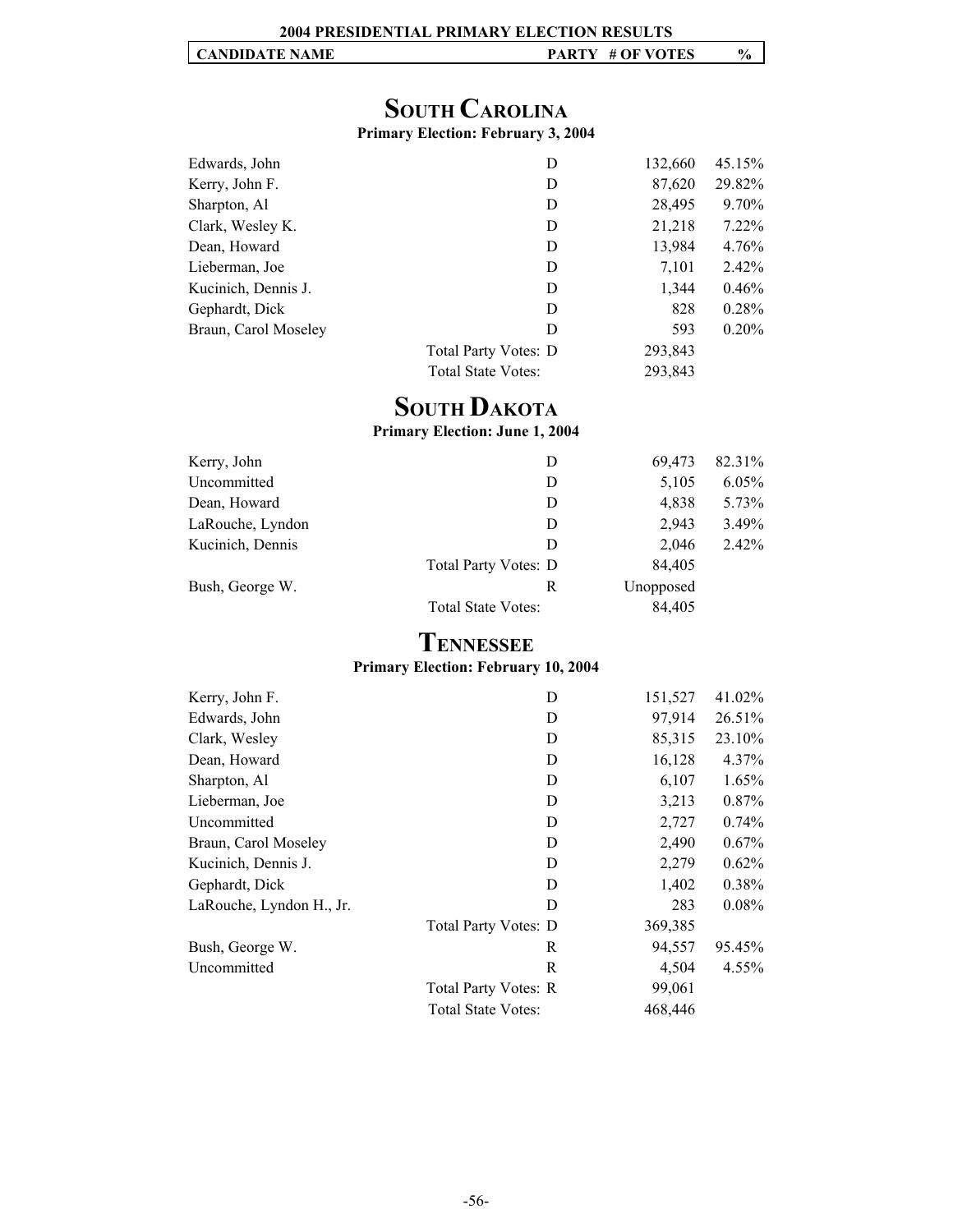## South Carolina

**Primary Election: February 3, 2004**

| CANDIDATE NAME | PARTY | # OF VOTES | % |
|---|---|---|---|
| Edwards, John | D | 132,660 | 45.15% |
| Kerry, John F. | D | 87,620 | 29.82% |
| Sharpton, Al | D | 28,495 | 9.70% |
| Clark, Wesley K. | D | 21,218 | 7.22% |
| Dean, Howard | D | 13,984 | 4.76% |
| Lieberman, Joe | D | 7,101 | 2.42% |
| Kucinich, Dennis J. | D | 1,344 | 0.46% |
| Gephardt, Dick | D | 828 | 0.28% |
| Braun, Carol Moseley | D | 593 | 0.20% |
| Total Party Votes: | D | 293,843 | |
| Total State Votes: | | 293,843 | |

## South Dakota

**Primary Election: June 1, 2004**

| CANDIDATE NAME | PARTY | # OF VOTES | % |
|---|---|---|---|
| Kerry, John | D | 69,473 | 82.31% |
| Uncommitted | D | 5,105 | 6.05% |
| Dean, Howard | D | 4,838 | 5.73% |
| LaRouche, Lyndon | D | 2,943 | 3.49% |
| Kucinich, Dennis | D | 2,046 | 2.42% |
| Total Party Votes: | D | 84,405 | |
| Bush, George W. | R | Unopposed | |
| Total State Votes: | | 84,405 | |

## Tennessee

**Primary Election: February 10, 2004**

| CANDIDATE NAME | PARTY | # OF VOTES | % |
|---|---|---|---|
| Kerry, John F. | D | 151,527 | 41.02% |
| Edwards, John | D | 97,914 | 26.51% |
| Clark, Wesley | D | 85,315 | 23.10% |
| Dean, Howard | D | 16,128 | 4.37% |
| Sharpton, Al | D | 6,107 | 1.65% |
| Lieberman, Joe | D | 3,213 | 0.87% |
| Uncommitted | D | 2,727 | 0.74% |
| Braun, Carol Moseley | D | 2,490 | 0.67% |
| Kucinich, Dennis J. | D | 2,279 | 0.62% |
| Gephardt, Dick | D | 1,402 | 0.38% |
| LaRouche, Lyndon H., Jr. | D | 283 | 0.08% |
| Total Party Votes: | D | 369,385 | |
| Bush, George W. | R | 94,557 | 95.45% |
| Uncommitted | R | 4,504 | 4.55% |
| Total Party Votes: | R | 99,061 | |
| Total State Votes: | | 468,446 | |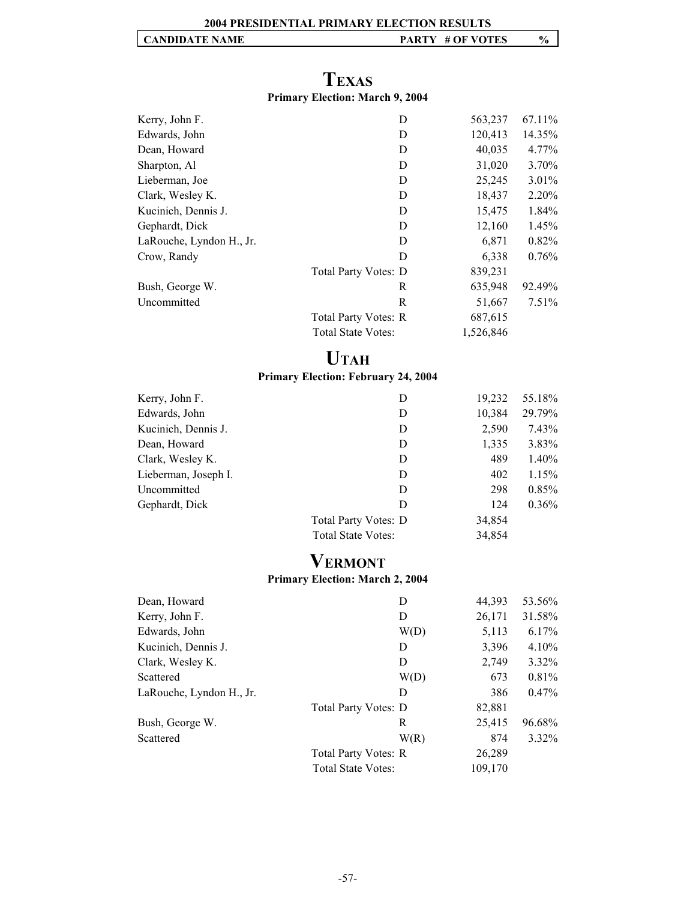**2004 PRESIDENTIAL PRIMARY ELECTION RESULTS**

## TEXAS

**Primary Election: March 9, 2004**

| CANDIDATE NAME | | PARTY | # OF VOTES | % |
|---|---|---|---|---|
| Kerry, John F. | | D | 563,237 | 67.11% |
| Edwards, John | | D | 120,413 | 14.35% |
| Dean, Howard | | D | 40,035 | 4.77% |
| Sharpton, Al | | D | 31,020 | 3.70% |
| Lieberman, Joe | | D | 25,245 | 3.01% |
| Clark, Wesley K. | | D | 18,437 | 2.20% |
| Kucinich, Dennis J. | | D | 15,475 | 1.84% |
| Gephardt, Dick | | D | 12,160 | 1.45% |
| LaRouche, Lyndon H., Jr. | | D | 6,871 | 0.82% |
| Crow, Randy | | D | 6,338 | 0.76% |
| | Total Party Votes: | D | 839,231 | |
| Bush, George W. | | R | 635,948 | 92.49% |
| Uncommitted | | R | 51,667 | 7.51% |
| | Total Party Votes: | R | 687,615 | |
| | Total State Votes: | | 1,526,846 | |

## UTAH

**Primary Election: February 24, 2004**

| CANDIDATE NAME | | PARTY | # OF VOTES | % |
|---|---|---|---|---|
| Kerry, John F. | | D | 19,232 | 55.18% |
| Edwards, John | | D | 10,384 | 29.79% |
| Kucinich, Dennis J. | | D | 2,590 | 7.43% |
| Dean, Howard | | D | 1,335 | 3.83% |
| Clark, Wesley K. | | D | 489 | 1.40% |
| Lieberman, Joseph I. | | D | 402 | 1.15% |
| Uncommitted | | D | 298 | 0.85% |
| Gephardt, Dick | | D | 124 | 0.36% |
| | Total Party Votes: | D | 34,854 | |
| | Total State Votes: | | 34,854 | |

## VERMONT

**Primary Election: March 2, 2004**

| CANDIDATE NAME | | PARTY | # OF VOTES | % |
|---|---|---|---|---|
| Dean, Howard | | D | 44,393 | 53.56% |
| Kerry, John F. | | D | 26,171 | 31.58% |
| Edwards, John | | W(D) | 5,113 | 6.17% |
| Kucinich, Dennis J. | | D | 3,396 | 4.10% |
| Clark, Wesley K. | | D | 2,749 | 3.32% |
| Scattered | | W(D) | 673 | 0.81% |
| LaRouche, Lyndon H., Jr. | | D | 386 | 0.47% |
| | Total Party Votes: | D | 82,881 | |
| Bush, George W. | | R | 25,415 | 96.68% |
| Scattered | | W(R) | 874 | 3.32% |
| | Total Party Votes: | R | 26,289 | |
| | Total State Votes: | | 109,170 | |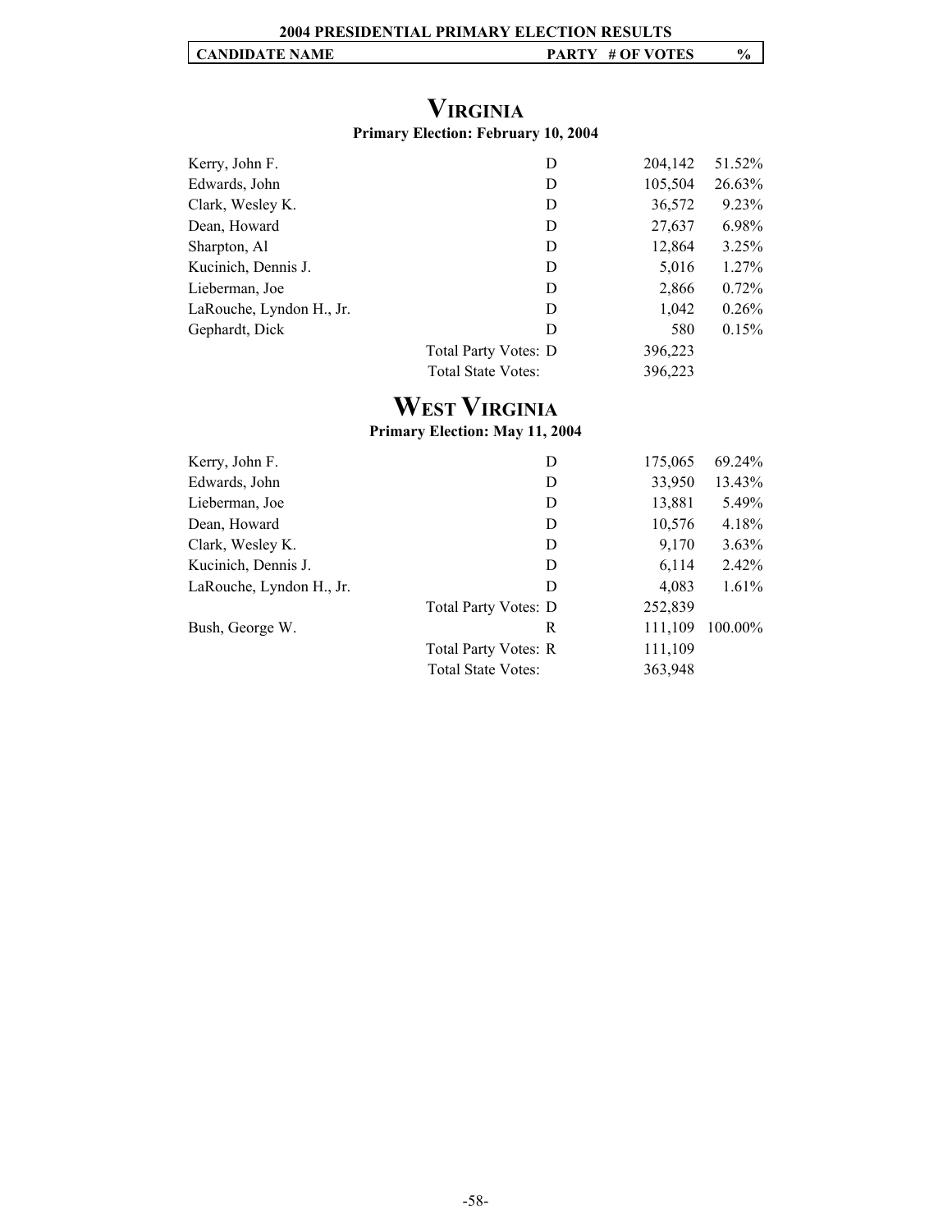**2004 PRESIDENTIAL PRIMARY ELECTION RESULTS**

## Virginia

**Primary Election: February 10, 2004**

| CANDIDATE NAME | PARTY | # OF VOTES | % |
|---|---|---|---|
| Kerry, John F. | D | 204,142 | 51.52% |
| Edwards, John | D | 105,504 | 26.63% |
| Clark, Wesley K. | D | 36,572 | 9.23% |
| Dean, Howard | D | 27,637 | 6.98% |
| Sharpton, Al | D | 12,864 | 3.25% |
| Kucinich, Dennis J. | D | 5,016 | 1.27% |
| Lieberman, Joe | D | 2,866 | 0.72% |
| LaRouche, Lyndon H., Jr. | D | 1,042 | 0.26% |
| Gephardt, Dick | D | 580 | 0.15% |
| Total Party Votes: | D | 396,223 | |
| Total State Votes: | | 396,223 | |

## West Virginia

**Primary Election: May 11, 2004**

| CANDIDATE NAME | PARTY | # OF VOTES | % |
|---|---|---|---|
| Kerry, John F. | D | 175,065 | 69.24% |
| Edwards, John | D | 33,950 | 13.43% |
| Lieberman, Joe | D | 13,881 | 5.49% |
| Dean, Howard | D | 10,576 | 4.18% |
| Clark, Wesley K. | D | 9,170 | 3.63% |
| Kucinich, Dennis J. | D | 6,114 | 2.42% |
| LaRouche, Lyndon H., Jr. | D | 4,083 | 1.61% |
| Total Party Votes: | D | 252,839 | |
| Bush, George W. | R | 111,109 | 100.00% |
| Total Party Votes: | R | 111,109 | |
| Total State Votes: | | 363,948 | |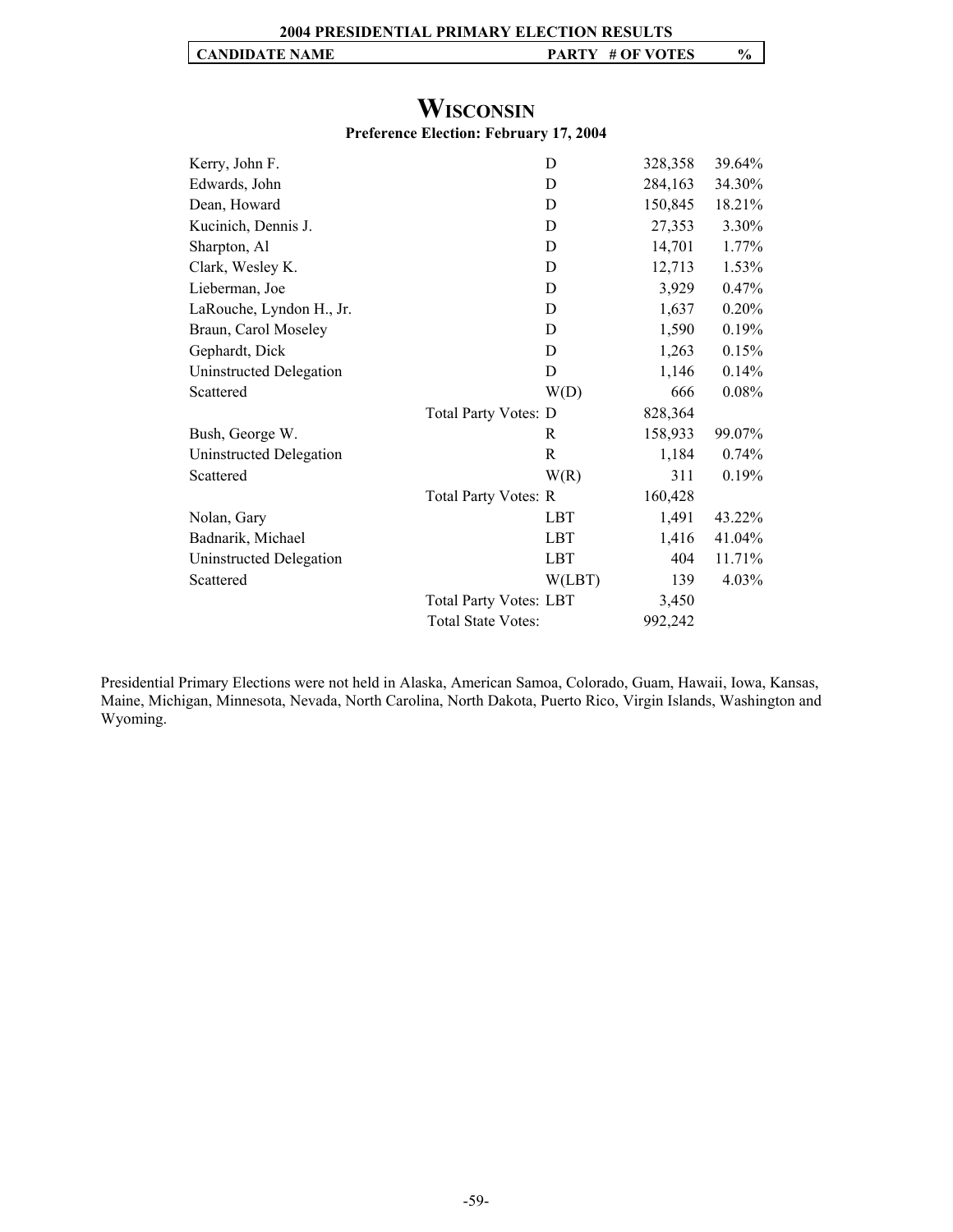2004 PRESIDENTIAL PRIMARY ELECTION RESULTS

# WISCONSIN

**Preference Election: February 17, 2004**

| CANDIDATE NAME | | PARTY | # OF VOTES | % |
|---|---|---|---|---|
| Kerry, John F. | | D | 328,358 | 39.64% |
| Edwards, John | | D | 284,163 | 34.30% |
| Dean, Howard | | D | 150,845 | 18.21% |
| Kucinich, Dennis J. | | D | 27,353 | 3.30% |
| Sharpton, Al | | D | 14,701 | 1.77% |
| Clark, Wesley K. | | D | 12,713 | 1.53% |
| Lieberman, Joe | | D | 3,929 | 0.47% |
| LaRouche, Lyndon H., Jr. | | D | 1,637 | 0.20% |
| Braun, Carol Moseley | | D | 1,590 | 0.19% |
| Gephardt, Dick | | D | 1,263 | 0.15% |
| Uninstructed Delegation | | D | 1,146 | 0.14% |
| Scattered | | W(D) | 666 | 0.08% |
| | Total Party Votes: | D | 828,364 | |
| Bush, George W. | | R | 158,933 | 99.07% |
| Uninstructed Delegation | | R | 1,184 | 0.74% |
| Scattered | | W(R) | 311 | 0.19% |
| | Total Party Votes: | R | 160,428 | |
| Nolan, Gary | | LBT | 1,491 | 43.22% |
| Badnarik, Michael | | LBT | 1,416 | 41.04% |
| Uninstructed Delegation | | LBT | 404 | 11.71% |
| Scattered | | W(LBT) | 139 | 4.03% |
| | Total Party Votes: | LBT | 3,450 | |
| | Total State Votes: | | 992,242 | |

Presidential Primary Elections were not held in Alaska, American Samoa, Colorado, Guam, Hawaii, Iowa, Kansas, Maine, Michigan, Minnesota, Nevada, North Carolina, North Dakota, Puerto Rico, Virgin Islands, Washington and Wyoming.